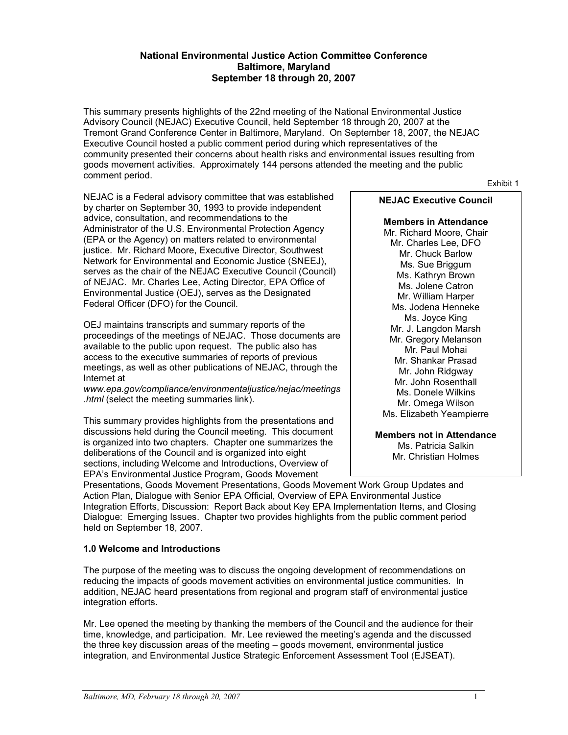**National Environmental Justice Action Committee Conference**
**Baltimore, Maryland**
**September 18 through 20, 2007**

This summary presents highlights of the 22nd meeting of the National Environmental Justice Advisory Council (NEJAC) Executive Council, held September 18 through 20, 2007 at the Tremont Grand Conference Center in Baltimore, Maryland. On September 18, 2007, the NEJAC Executive Council hosted a public comment period during which representatives of the community presented their concerns about health risks and environmental issues resulting from goods movement activities. Approximately 144 persons attended the meeting and the public comment period.

NEJAC is a Federal advisory committee that was established by charter on September 30, 1993 to provide independent advice, consultation, and recommendations to the Administrator of the U.S. Environmental Protection Agency (EPA or the Agency) on matters related to environmental justice. Mr. Richard Moore, Executive Director, Southwest Network for Environmental and Economic Justice (SNEEJ), serves as the chair of the NEJAC Executive Council (Council) of NEJAC. Mr. Charles Lee, Acting Director, EPA Office of Environmental Justice (OEJ), serves as the Designated Federal Officer (DFO) for the Council.

Exhibit 1

**NEJAC Executive Council**

**Members in Attendance**
- Mr. Richard Moore, Chair
- Mr. Charles Lee, DFO
- Mr. Chuck Barlow
- Ms. Sue Briggum
- Ms. Kathryn Brown
- Ms. Jolene Catron
- Mr. William Harper
- Ms. Jodena Henneke
- Ms. Joyce King
- Mr. J. Langdon Marsh
- Mr. Gregory Melanson
- Mr. Paul Mohai
- Mr. Shankar Prasad
- Mr. John Ridgway
- Mr. John Rosenthall
- Ms. Donele Wilkins
- Mr. Omega Wilson
- Ms. Elizabeth Yeampierre

**Members not in Attendance**
- Ms. Patricia Salkin
- Mr. Christian Holmes

OEJ maintains transcripts and summary reports of the proceedings of the meetings of NEJAC. Those documents are available to the public upon request. The public also has access to the executive summaries of reports of previous meetings, as well as other publications of NEJAC, through the Internet at *www.epa.gov/compliance/environmentaljustice/nejac/meetings.html* (select the meeting summaries link).

This summary provides highlights from the presentations and discussions held during the Council meeting. This document is organized into two chapters. Chapter one summarizes the deliberations of the Council and is organized into eight sections, including Welcome and Introductions, Overview of EPA's Environmental Justice Program, Goods Movement Presentations, Goods Movement Presentations, Goods Movement Work Group Updates and Action Plan, Dialogue with Senior EPA Official, Overview of EPA Environmental Justice Integration Efforts, Discussion: Report Back about Key EPA Implementation Items, and Closing Dialogue: Emerging Issues. Chapter two provides highlights from the public comment period held on September 18, 2007.

### 1.0 Welcome and Introductions

The purpose of the meeting was to discuss the ongoing development of recommendations on reducing the impacts of goods movement activities on environmental justice communities. In addition, NEJAC heard presentations from regional and program staff of environmental justice integration efforts.

Mr. Lee opened the meeting by thanking the members of the Council and the audience for their time, knowledge, and participation. Mr. Lee reviewed the meeting's agenda and the discussed the three key discussion areas of the meeting – goods movement, environmental justice integration, and Environmental Justice Strategic Enforcement Assessment Tool (EJSEAT).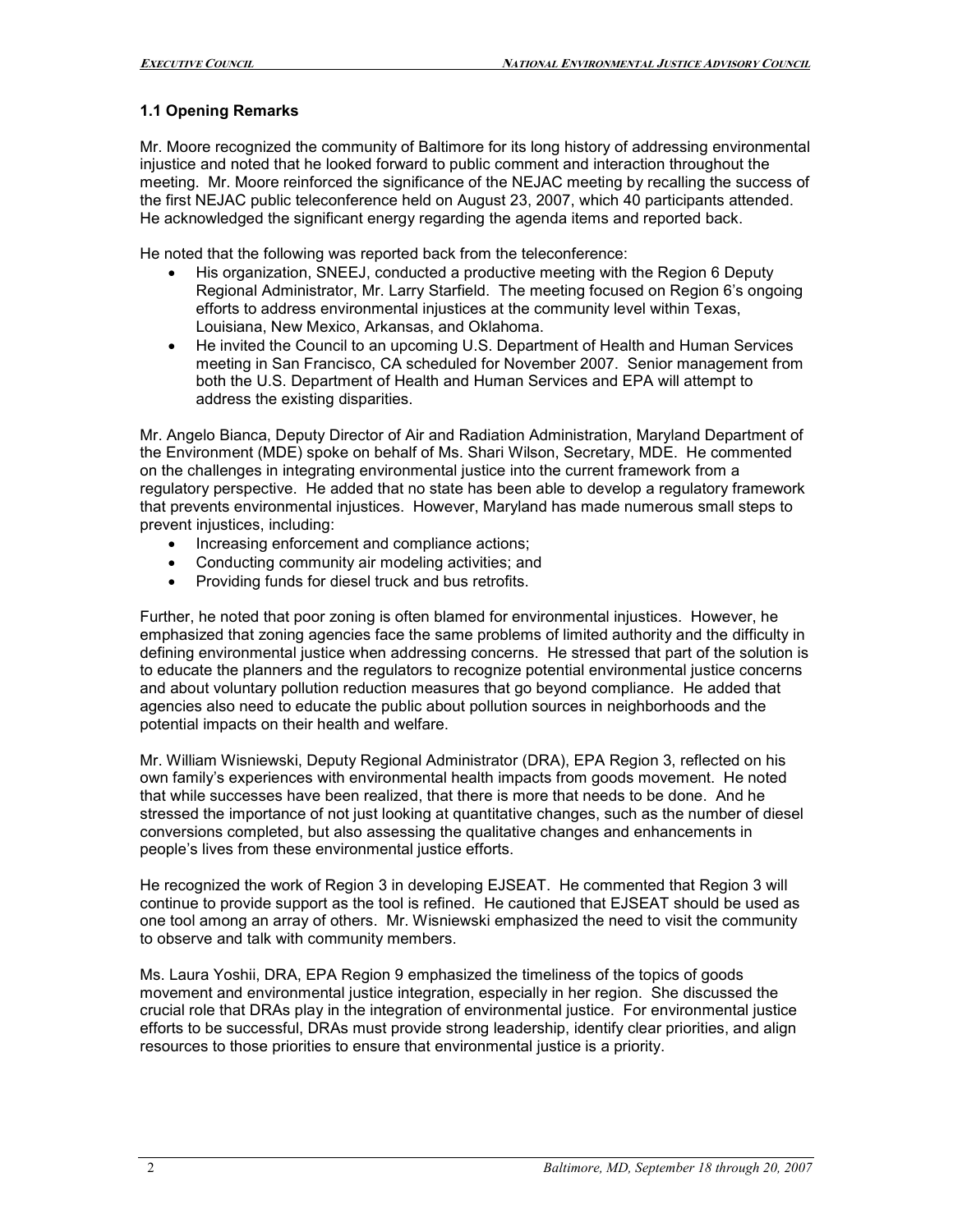### 1.1 Opening Remarks

Mr. Moore recognized the community of Baltimore for its long history of addressing environmental injustice and noted that he looked forward to public comment and interaction throughout the meeting. Mr. Moore reinforced the significance of the NEJAC meeting by recalling the success of the first NEJAC public teleconference held on August 23, 2007, which 40 participants attended. He acknowledged the significant energy regarding the agenda items and reported back.

He noted that the following was reported back from the teleconference:

- His organization, SNEEJ, conducted a productive meeting with the Region 6 Deputy Regional Administrator, Mr. Larry Starfield. The meeting focused on Region 6's ongoing efforts to address environmental injustices at the community level within Texas, Louisiana, New Mexico, Arkansas, and Oklahoma.
- He invited the Council to an upcoming U.S. Department of Health and Human Services meeting in San Francisco, CA scheduled for November 2007. Senior management from both the U.S. Department of Health and Human Services and EPA will attempt to address the existing disparities.

Mr. Angelo Bianca, Deputy Director of Air and Radiation Administration, Maryland Department of the Environment (MDE) spoke on behalf of Ms. Shari Wilson, Secretary, MDE. He commented on the challenges in integrating environmental justice into the current framework from a regulatory perspective. He added that no state has been able to develop a regulatory framework that prevents environmental injustices. However, Maryland has made numerous small steps to prevent injustices, including:

- Increasing enforcement and compliance actions;
- Conducting community air modeling activities; and
- Providing funds for diesel truck and bus retrofits.

Further, he noted that poor zoning is often blamed for environmental injustices. However, he emphasized that zoning agencies face the same problems of limited authority and the difficulty in defining environmental justice when addressing concerns. He stressed that part of the solution is to educate the planners and the regulators to recognize potential environmental justice concerns and about voluntary pollution reduction measures that go beyond compliance. He added that agencies also need to educate the public about pollution sources in neighborhoods and the potential impacts on their health and welfare.

Mr. William Wisniewski, Deputy Regional Administrator (DRA), EPA Region 3, reflected on his own family's experiences with environmental health impacts from goods movement. He noted that while successes have been realized, that there is more that needs to be done. And he stressed the importance of not just looking at quantitative changes, such as the number of diesel conversions completed, but also assessing the qualitative changes and enhancements in people's lives from these environmental justice efforts.

He recognized the work of Region 3 in developing EJSEAT. He commented that Region 3 will continue to provide support as the tool is refined. He cautioned that EJSEAT should be used as one tool among an array of others. Mr. Wisniewski emphasized the need to visit the community to observe and talk with community members.

Ms. Laura Yoshii, DRA, EPA Region 9 emphasized the timeliness of the topics of goods movement and environmental justice integration, especially in her region. She discussed the crucial role that DRAs play in the integration of environmental justice. For environmental justice efforts to be successful, DRAs must provide strong leadership, identify clear priorities, and align resources to those priorities to ensure that environmental justice is a priority.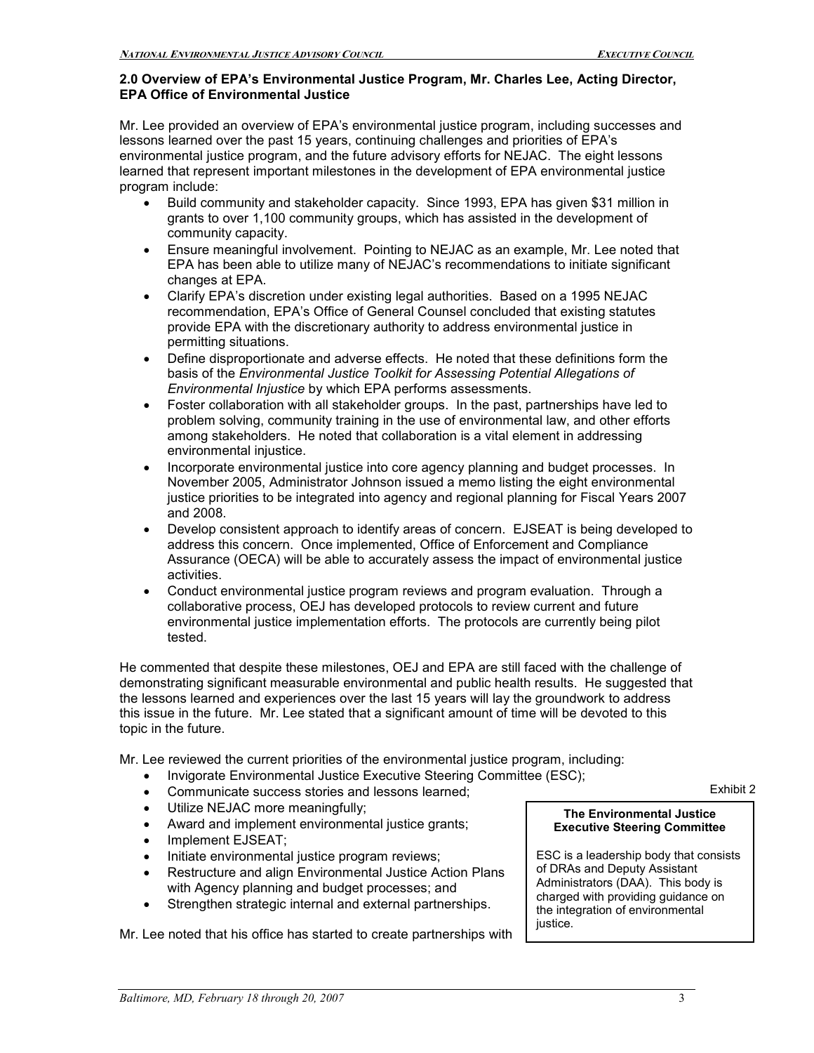### 2.0 Overview of EPA's Environmental Justice Program, Mr. Charles Lee, Acting Director, EPA Office of Environmental Justice

Mr. Lee provided an overview of EPA's environmental justice program, including successes and lessons learned over the past 15 years, continuing challenges and priorities of EPA's environmental justice program, and the future advisory efforts for NEJAC. The eight lessons learned that represent important milestones in the development of EPA environmental justice program include:

- Build community and stakeholder capacity. Since 1993, EPA has given \$31 million in grants to over 1,100 community groups, which has assisted in the development of community capacity.
- Ensure meaningful involvement. Pointing to NEJAC as an example, Mr. Lee noted that EPA has been able to utilize many of NEJAC's recommendations to initiate significant changes at EPA.
- Clarify EPA's discretion under existing legal authorities. Based on a 1995 NEJAC recommendation, EPA's Office of General Counsel concluded that existing statutes provide EPA with the discretionary authority to address environmental justice in permitting situations.
- Define disproportionate and adverse effects. He noted that these definitions form the basis of the *Environmental Justice Toolkit for Assessing Potential Allegations of Environmental Injustice* by which EPA performs assessments.
- Foster collaboration with all stakeholder groups. In the past, partnerships have led to problem solving, community training in the use of environmental law, and other efforts among stakeholders. He noted that collaboration is a vital element in addressing environmental injustice.
- Incorporate environmental justice into core agency planning and budget processes. In November 2005, Administrator Johnson issued a memo listing the eight environmental justice priorities to be integrated into agency and regional planning for Fiscal Years 2007 and 2008.
- Develop consistent approach to identify areas of concern. EJSEAT is being developed to address this concern. Once implemented, Office of Enforcement and Compliance Assurance (OECA) will be able to accurately assess the impact of environmental justice activities.
- Conduct environmental justice program reviews and program evaluation. Through a collaborative process, OEJ has developed protocols to review current and future environmental justice implementation efforts. The protocols are currently being pilot tested.

He commented that despite these milestones, OEJ and EPA are still faced with the challenge of demonstrating significant measurable environmental and public health results. He suggested that the lessons learned and experiences over the last 15 years will lay the groundwork to address this issue in the future. Mr. Lee stated that a significant amount of time will be devoted to this topic in the future.

Mr. Lee reviewed the current priorities of the environmental justice program, including:

- Invigorate Environmental Justice Executive Steering Committee (ESC);
- Communicate success stories and lessons learned;
- Utilize NEJAC more meaningfully;
- Award and implement environmental justice grants;
- Implement EJSEAT;
- Initiate environmental justice program reviews;
- Restructure and align Environmental Justice Action Plans with Agency planning and budget processes; and
- Strengthen strategic internal and external partnerships.

Exhibit 2

**The Environmental Justice Executive Steering Committee**

ESC is a leadership body that consists of DRAs and Deputy Assistant Administrators (DAA). This body is charged with providing guidance on the integration of environmental justice.

Mr. Lee noted that his office has started to create partnerships with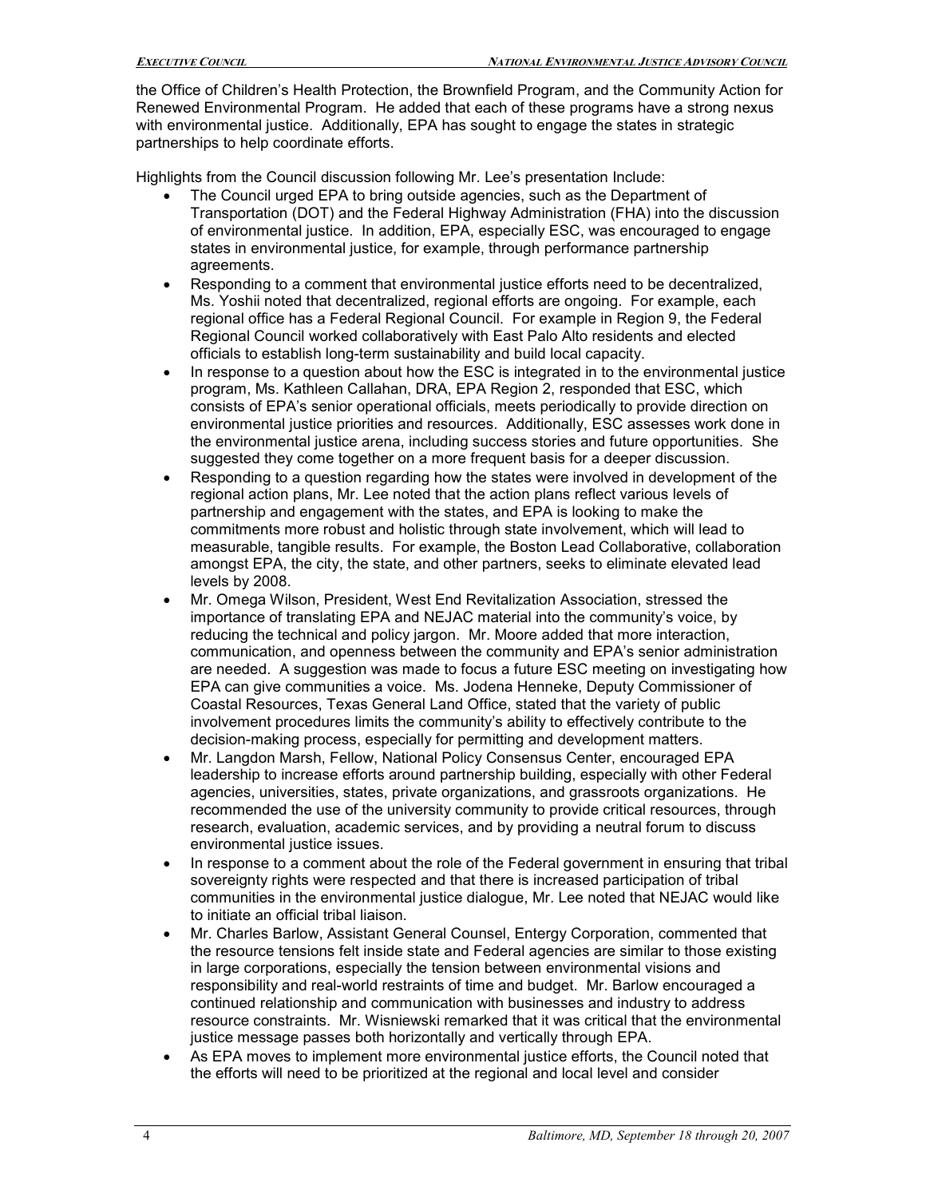the Office of Children's Health Protection, the Brownfield Program, and the Community Action for Renewed Environmental Program. He added that each of these programs have a strong nexus with environmental justice. Additionally, EPA has sought to engage the states in strategic partnerships to help coordinate efforts.

Highlights from the Council discussion following Mr. Lee's presentation Include:

- The Council urged EPA to bring outside agencies, such as the Department of Transportation (DOT) and the Federal Highway Administration (FHA) into the discussion of environmental justice. In addition, EPA, especially ESC, was encouraged to engage states in environmental justice, for example, through performance partnership agreements.
- Responding to a comment that environmental justice efforts need to be decentralized, Ms. Yoshii noted that decentralized, regional efforts are ongoing. For example, each regional office has a Federal Regional Council. For example in Region 9, the Federal Regional Council worked collaboratively with East Palo Alto residents and elected officials to establish long-term sustainability and build local capacity.
- In response to a question about how the ESC is integrated in to the environmental justice program, Ms. Kathleen Callahan, DRA, EPA Region 2, responded that ESC, which consists of EPA's senior operational officials, meets periodically to provide direction on environmental justice priorities and resources. Additionally, ESC assesses work done in the environmental justice arena, including success stories and future opportunities. She suggested they come together on a more frequent basis for a deeper discussion.
- Responding to a question regarding how the states were involved in development of the regional action plans, Mr. Lee noted that the action plans reflect various levels of partnership and engagement with the states, and EPA is looking to make the commitments more robust and holistic through state involvement, which will lead to measurable, tangible results. For example, the Boston Lead Collaborative, collaboration amongst EPA, the city, the state, and other partners, seeks to eliminate elevated lead levels by 2008.
- Mr. Omega Wilson, President, West End Revitalization Association, stressed the importance of translating EPA and NEJAC material into the community's voice, by reducing the technical and policy jargon. Mr. Moore added that more interaction, communication, and openness between the community and EPA's senior administration are needed. A suggestion was made to focus a future ESC meeting on investigating how EPA can give communities a voice. Ms. Jodena Henneke, Deputy Commissioner of Coastal Resources, Texas General Land Office, stated that the variety of public involvement procedures limits the community's ability to effectively contribute to the decision-making process, especially for permitting and development matters.
- Mr. Langdon Marsh, Fellow, National Policy Consensus Center, encouraged EPA leadership to increase efforts around partnership building, especially with other Federal agencies, universities, states, private organizations, and grassroots organizations. He recommended the use of the university community to provide critical resources, through research, evaluation, academic services, and by providing a neutral forum to discuss environmental justice issues.
- In response to a comment about the role of the Federal government in ensuring that tribal sovereignty rights were respected and that there is increased participation of tribal communities in the environmental justice dialogue, Mr. Lee noted that NEJAC would like to initiate an official tribal liaison.
- Mr. Charles Barlow, Assistant General Counsel, Entergy Corporation, commented that the resource tensions felt inside state and Federal agencies are similar to those existing in large corporations, especially the tension between environmental visions and responsibility and real-world restraints of time and budget. Mr. Barlow encouraged a continued relationship and communication with businesses and industry to address resource constraints. Mr. Wisniewski remarked that it was critical that the environmental justice message passes both horizontally and vertically through EPA.
- As EPA moves to implement more environmental justice efforts, the Council noted that the efforts will need to be prioritized at the regional and local level and consider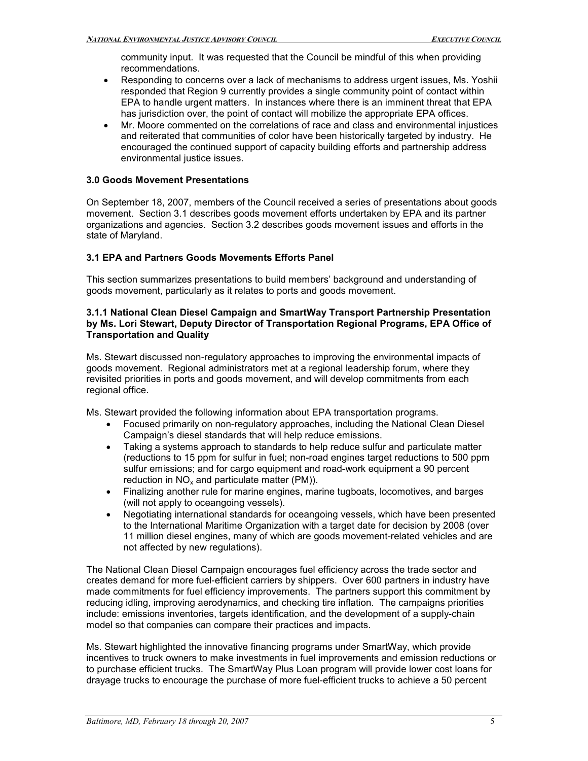community input. It was requested that the Council be mindful of this when providing recommendations.

- Responding to concerns over a lack of mechanisms to address urgent issues, Ms. Yoshii responded that Region 9 currently provides a single community point of contact within EPA to handle urgent matters. In instances where there is an imminent threat that EPA has jurisdiction over, the point of contact will mobilize the appropriate EPA offices.
- Mr. Moore commented on the correlations of race and class and environmental injustices and reiterated that communities of color have been historically targeted by industry. He encouraged the continued support of capacity building efforts and partnership address environmental justice issues.

### 3.0 Goods Movement Presentations

On September 18, 2007, members of the Council received a series of presentations about goods movement. Section 3.1 describes goods movement efforts undertaken by EPA and its partner organizations and agencies. Section 3.2 describes goods movement issues and efforts in the state of Maryland.

### 3.1 EPA and Partners Goods Movements Efforts Panel

This section summarizes presentations to build members' background and understanding of goods movement, particularly as it relates to ports and goods movement.

#### 3.1.1 National Clean Diesel Campaign and SmartWay Transport Partnership Presentation by Ms. Lori Stewart, Deputy Director of Transportation Regional Programs, EPA Office of Transportation and Quality

Ms. Stewart discussed non-regulatory approaches to improving the environmental impacts of goods movement. Regional administrators met at a regional leadership forum, where they revisited priorities in ports and goods movement, and will develop commitments from each regional office.

Ms. Stewart provided the following information about EPA transportation programs.

- Focused primarily on non-regulatory approaches, including the National Clean Diesel Campaign's diesel standards that will help reduce emissions.
- Taking a systems approach to standards to help reduce sulfur and particulate matter (reductions to 15 ppm for sulfur in fuel; non-road engines target reductions to 500 ppm sulfur emissions; and for cargo equipment and road-work equipment a 90 percent reduction in $NO_x$ and particulate matter (PM)).
- Finalizing another rule for marine engines, marine tugboats, locomotives, and barges (will not apply to oceangoing vessels).
- Negotiating international standards for oceangoing vessels, which have been presented to the International Maritime Organization with a target date for decision by 2008 (over 11 million diesel engines, many of which are goods movement-related vehicles and are not affected by new regulations).

The National Clean Diesel Campaign encourages fuel efficiency across the trade sector and creates demand for more fuel-efficient carriers by shippers. Over 600 partners in industry have made commitments for fuel efficiency improvements. The partners support this commitment by reducing idling, improving aerodynamics, and checking tire inflation. The campaigns priorities include: emissions inventories, targets identification, and the development of a supply-chain model so that companies can compare their practices and impacts.

Ms. Stewart highlighted the innovative financing programs under SmartWay, which provide incentives to truck owners to make investments in fuel improvements and emission reductions or to purchase efficient trucks. The SmartWay Plus Loan program will provide lower cost loans for drayage trucks to encourage the purchase of more fuel-efficient trucks to achieve a 50 percent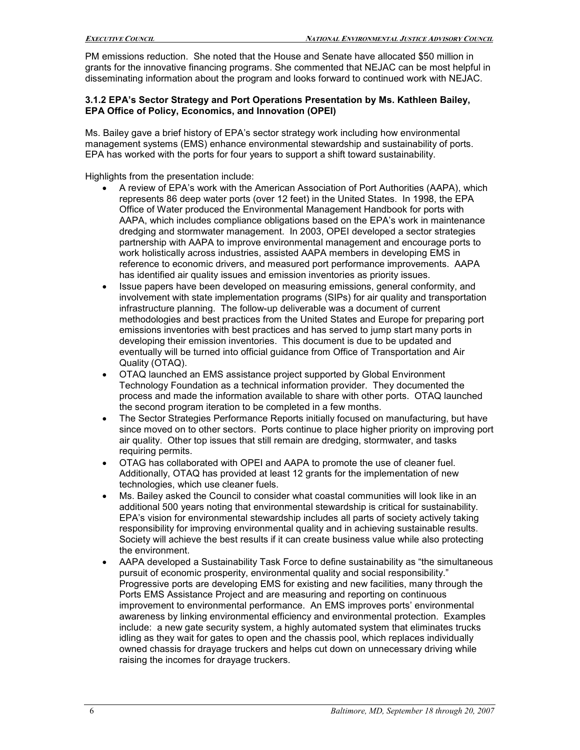PM emissions reduction. She noted that the House and Senate have allocated $50 million in grants for the innovative financing programs. She commented that NEJAC can be most helpful in disseminating information about the program and looks forward to continued work with NEJAC.

### 3.1.2 EPA's Sector Strategy and Port Operations Presentation by Ms. Kathleen Bailey, EPA Office of Policy, Economics, and Innovation (OPEI)

Ms. Bailey gave a brief history of EPA's sector strategy work including how environmental management systems (EMS) enhance environmental stewardship and sustainability of ports. EPA has worked with the ports for four years to support a shift toward sustainability.

Highlights from the presentation include:

- A review of EPA's work with the American Association of Port Authorities (AAPA), which represents 86 deep water ports (over 12 feet) in the United States. In 1998, the EPA Office of Water produced the Environmental Management Handbook for ports with AAPA, which includes compliance obligations based on the EPA's work in maintenance dredging and stormwater management. In 2003, OPEI developed a sector strategies partnership with AAPA to improve environmental management and encourage ports to work holistically across industries, assisted AAPA members in developing EMS in reference to economic drivers, and measured port performance improvements. AAPA has identified air quality issues and emission inventories as priority issues.
- Issue papers have been developed on measuring emissions, general conformity, and involvement with state implementation programs (SIPs) for air quality and transportation infrastructure planning. The follow-up deliverable was a document of current methodologies and best practices from the United States and Europe for preparing port emissions inventories with best practices and has served to jump start many ports in developing their emission inventories. This document is due to be updated and eventually will be turned into official guidance from Office of Transportation and Air Quality (OTAQ).
- OTAQ launched an EMS assistance project supported by Global Environment Technology Foundation as a technical information provider. They documented the process and made the information available to share with other ports. OTAQ launched the second program iteration to be completed in a few months.
- The Sector Strategies Performance Reports initially focused on manufacturing, but have since moved on to other sectors. Ports continue to place higher priority on improving port air quality. Other top issues that still remain are dredging, stormwater, and tasks requiring permits.
- OTAG has collaborated with OPEI and AAPA to promote the use of cleaner fuel. Additionally, OTAQ has provided at least 12 grants for the implementation of new technologies, which use cleaner fuels.
- Ms. Bailey asked the Council to consider what coastal communities will look like in an additional 500 years noting that environmental stewardship is critical for sustainability. EPA's vision for environmental stewardship includes all parts of society actively taking responsibility for improving environmental quality and in achieving sustainable results. Society will achieve the best results if it can create business value while also protecting the environment.
- AAPA developed a Sustainability Task Force to define sustainability as "the simultaneous pursuit of economic prosperity, environmental quality and social responsibility." Progressive ports are developing EMS for existing and new facilities, many through the Ports EMS Assistance Project and are measuring and reporting on continuous improvement to environmental performance. An EMS improves ports' environmental awareness by linking environmental efficiency and environmental protection. Examples include: a new gate security system, a highly automated system that eliminates trucks idling as they wait for gates to open and the chassis pool, which replaces individually owned chassis for drayage truckers and helps cut down on unnecessary driving while raising the incomes for drayage truckers.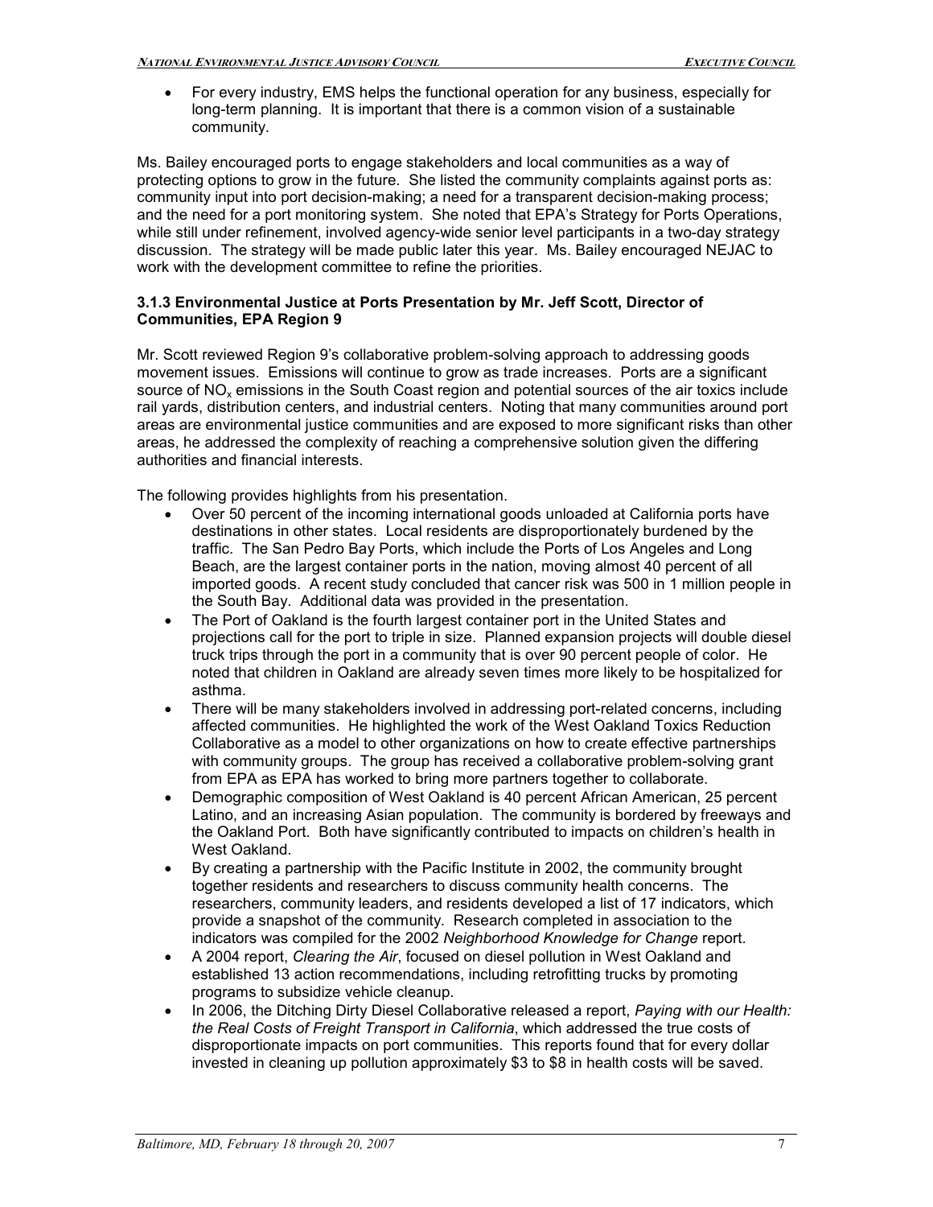- For every industry, EMS helps the functional operation for any business, especially for long-term planning. It is important that there is a common vision of a sustainable community.

Ms. Bailey encouraged ports to engage stakeholders and local communities as a way of protecting options to grow in the future. She listed the community complaints against ports as: community input into port decision-making; a need for a transparent decision-making process; and the need for a port monitoring system. She noted that EPA's Strategy for Ports Operations, while still under refinement, involved agency-wide senior level participants in a two-day strategy discussion. The strategy will be made public later this year. Ms. Bailey encouraged NEJAC to work with the development committee to refine the priorities.

### 3.1.3 Environmental Justice at Ports Presentation by Mr. Jeff Scott, Director of Communities, EPA Region 9

Mr. Scott reviewed Region 9's collaborative problem-solving approach to addressing goods movement issues. Emissions will continue to grow as trade increases. Ports are a significant source of $NO_x$ emissions in the South Coast region and potential sources of the air toxics include rail yards, distribution centers, and industrial centers. Noting that many communities around port areas are environmental justice communities and are exposed to more significant risks than other areas, he addressed the complexity of reaching a comprehensive solution given the differing authorities and financial interests.

The following provides highlights from his presentation.

- Over 50 percent of the incoming international goods unloaded at California ports have destinations in other states. Local residents are disproportionately burdened by the traffic. The San Pedro Bay Ports, which include the Ports of Los Angeles and Long Beach, are the largest container ports in the nation, moving almost 40 percent of all imported goods. A recent study concluded that cancer risk was 500 in 1 million people in the South Bay. Additional data was provided in the presentation.
- The Port of Oakland is the fourth largest container port in the United States and projections call for the port to triple in size. Planned expansion projects will double diesel truck trips through the port in a community that is over 90 percent people of color. He noted that children in Oakland are already seven times more likely to be hospitalized for asthma.
- There will be many stakeholders involved in addressing port-related concerns, including affected communities. He highlighted the work of the West Oakland Toxics Reduction Collaborative as a model to other organizations on how to create effective partnerships with community groups. The group has received a collaborative problem-solving grant from EPA as EPA has worked to bring more partners together to collaborate.
- Demographic composition of West Oakland is 40 percent African American, 25 percent Latino, and an increasing Asian population. The community is bordered by freeways and the Oakland Port. Both have significantly contributed to impacts on children's health in West Oakland.
- By creating a partnership with the Pacific Institute in 2002, the community brought together residents and researchers to discuss community health concerns. The researchers, community leaders, and residents developed a list of 17 indicators, which provide a snapshot of the community. Research completed in association to the indicators was compiled for the 2002 *Neighborhood Knowledge for Change* report.
- A 2004 report, *Clearing the Air*, focused on diesel pollution in West Oakland and established 13 action recommendations, including retrofitting trucks by promoting programs to subsidize vehicle cleanup.
- In 2006, the Ditching Dirty Diesel Collaborative released a report, *Paying with our Health: the Real Costs of Freight Transport in California*, which addressed the true costs of disproportionate impacts on port communities. This reports found that for every dollar invested in cleaning up pollution approximately $3 to $8 in health costs will be saved.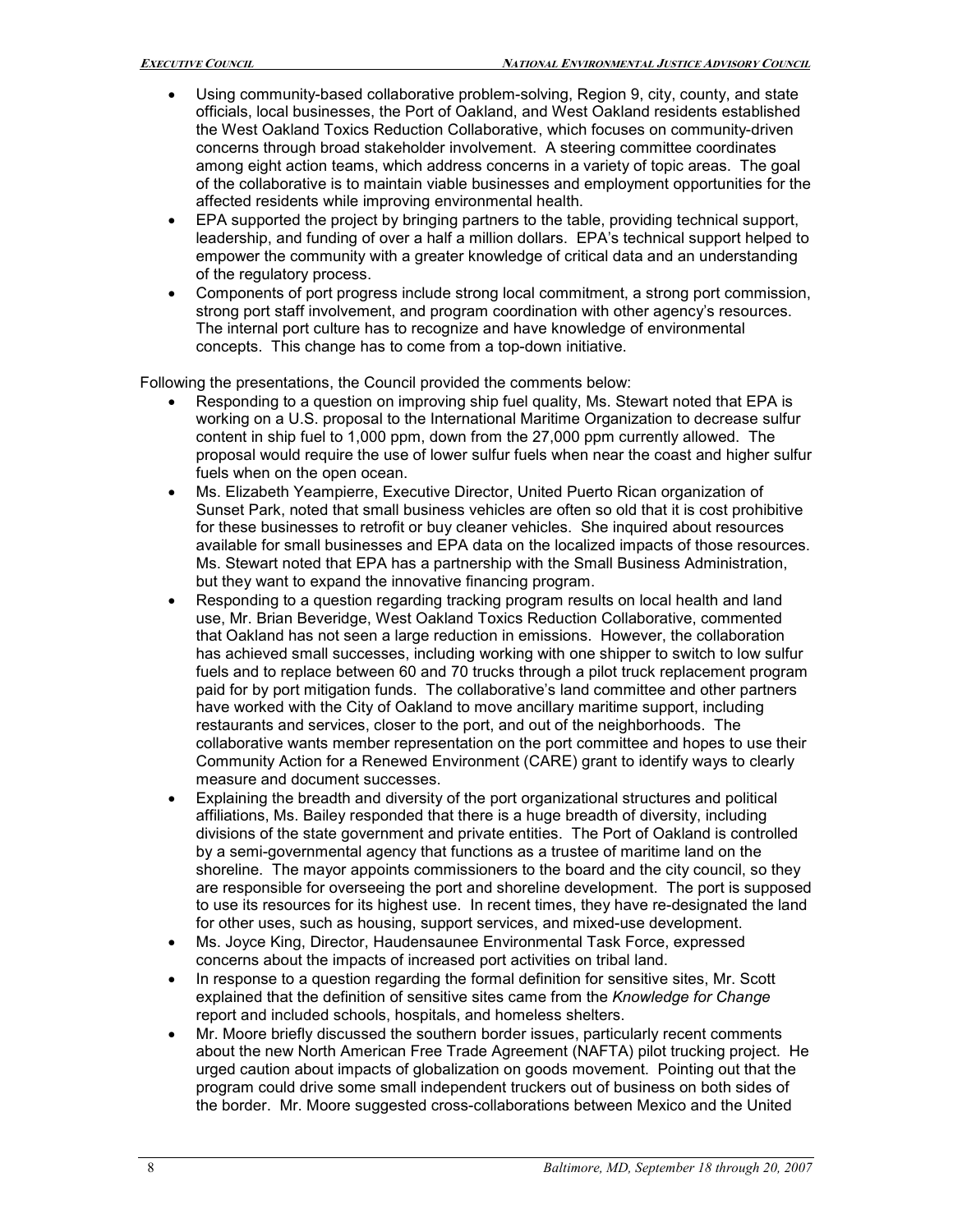- Using community-based collaborative problem-solving, Region 9, city, county, and state officials, local businesses, the Port of Oakland, and West Oakland residents established the West Oakland Toxics Reduction Collaborative, which focuses on community-driven concerns through broad stakeholder involvement. A steering committee coordinates among eight action teams, which address concerns in a variety of topic areas. The goal of the collaborative is to maintain viable businesses and employment opportunities for the affected residents while improving environmental health.
- EPA supported the project by bringing partners to the table, providing technical support, leadership, and funding of over a half a million dollars. EPA's technical support helped to empower the community with a greater knowledge of critical data and an understanding of the regulatory process.
- Components of port progress include strong local commitment, a strong port commission, strong port staff involvement, and program coordination with other agency's resources. The internal port culture has to recognize and have knowledge of environmental concepts. This change has to come from a top-down initiative.

Following the presentations, the Council provided the comments below:

- Responding to a question on improving ship fuel quality, Ms. Stewart noted that EPA is working on a U.S. proposal to the International Maritime Organization to decrease sulfur content in ship fuel to 1,000 ppm, down from the 27,000 ppm currently allowed. The proposal would require the use of lower sulfur fuels when near the coast and higher sulfur fuels when on the open ocean.
- Ms. Elizabeth Yeampierre, Executive Director, United Puerto Rican organization of Sunset Park, noted that small business vehicles are often so old that it is cost prohibitive for these businesses to retrofit or buy cleaner vehicles. She inquired about resources available for small businesses and EPA data on the localized impacts of those resources. Ms. Stewart noted that EPA has a partnership with the Small Business Administration, but they want to expand the innovative financing program.
- Responding to a question regarding tracking program results on local health and land use, Mr. Brian Beveridge, West Oakland Toxics Reduction Collaborative, commented that Oakland has not seen a large reduction in emissions. However, the collaboration has achieved small successes, including working with one shipper to switch to low sulfur fuels and to replace between 60 and 70 trucks through a pilot truck replacement program paid for by port mitigation funds. The collaborative's land committee and other partners have worked with the City of Oakland to move ancillary maritime support, including restaurants and services, closer to the port, and out of the neighborhoods. The collaborative wants member representation on the port committee and hopes to use their Community Action for a Renewed Environment (CARE) grant to identify ways to clearly measure and document successes.
- Explaining the breadth and diversity of the port organizational structures and political affiliations, Ms. Bailey responded that there is a huge breadth of diversity, including divisions of the state government and private entities. The Port of Oakland is controlled by a semi-governmental agency that functions as a trustee of maritime land on the shoreline. The mayor appoints commissioners to the board and the city council, so they are responsible for overseeing the port and shoreline development. The port is supposed to use its resources for its highest use. In recent times, they have re-designated the land for other uses, such as housing, support services, and mixed-use development.
- Ms. Joyce King, Director, Haudensaunee Environmental Task Force, expressed concerns about the impacts of increased port activities on tribal land.
- In response to a question regarding the formal definition for sensitive sites, Mr. Scott explained that the definition of sensitive sites came from the *Knowledge for Change* report and included schools, hospitals, and homeless shelters.
- Mr. Moore briefly discussed the southern border issues, particularly recent comments about the new North American Free Trade Agreement (NAFTA) pilot trucking project. He urged caution about impacts of globalization on goods movement. Pointing out that the program could drive some small independent truckers out of business on both sides of the border. Mr. Moore suggested cross-collaborations between Mexico and the United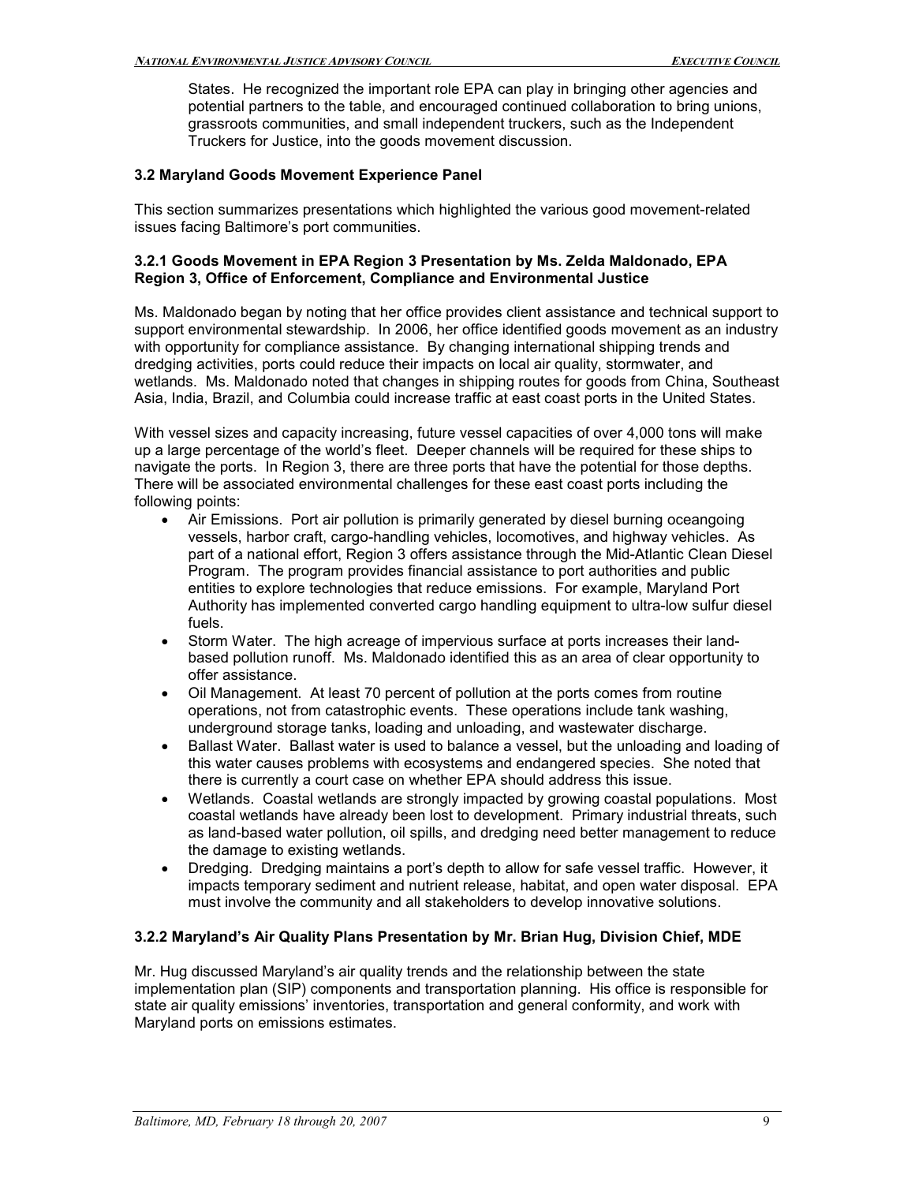States. He recognized the important role EPA can play in bringing other agencies and potential partners to the table, and encouraged continued collaboration to bring unions, grassroots communities, and small independent truckers, such as the Independent Truckers for Justice, into the goods movement discussion.

### 3.2 Maryland Goods Movement Experience Panel

This section summarizes presentations which highlighted the various good movement-related issues facing Baltimore's port communities.

#### 3.2.1 Goods Movement in EPA Region 3 Presentation by Ms. Zelda Maldonado, EPA Region 3, Office of Enforcement, Compliance and Environmental Justice

Ms. Maldonado began by noting that her office provides client assistance and technical support to support environmental stewardship. In 2006, her office identified goods movement as an industry with opportunity for compliance assistance. By changing international shipping trends and dredging activities, ports could reduce their impacts on local air quality, stormwater, and wetlands. Ms. Maldonado noted that changes in shipping routes for goods from China, Southeast Asia, India, Brazil, and Columbia could increase traffic at east coast ports in the United States.

With vessel sizes and capacity increasing, future vessel capacities of over 4,000 tons will make up a large percentage of the world's fleet. Deeper channels will be required for these ships to navigate the ports. In Region 3, there are three ports that have the potential for those depths. There will be associated environmental challenges for these east coast ports including the following points:

- Air Emissions. Port air pollution is primarily generated by diesel burning oceangoing vessels, harbor craft, cargo-handling vehicles, locomotives, and highway vehicles. As part of a national effort, Region 3 offers assistance through the Mid-Atlantic Clean Diesel Program. The program provides financial assistance to port authorities and public entities to explore technologies that reduce emissions. For example, Maryland Port Authority has implemented converted cargo handling equipment to ultra-low sulfur diesel fuels.
- Storm Water. The high acreage of impervious surface at ports increases their land-based pollution runoff. Ms. Maldonado identified this as an area of clear opportunity to offer assistance.
- Oil Management. At least 70 percent of pollution at the ports comes from routine operations, not from catastrophic events. These operations include tank washing, underground storage tanks, loading and unloading, and wastewater discharge.
- Ballast Water. Ballast water is used to balance a vessel, but the unloading and loading of this water causes problems with ecosystems and endangered species. She noted that there is currently a court case on whether EPA should address this issue.
- Wetlands. Coastal wetlands are strongly impacted by growing coastal populations. Most coastal wetlands have already been lost to development. Primary industrial threats, such as land-based water pollution, oil spills, and dredging need better management to reduce the damage to existing wetlands.
- Dredging. Dredging maintains a port's depth to allow for safe vessel traffic. However, it impacts temporary sediment and nutrient release, habitat, and open water disposal. EPA must involve the community and all stakeholders to develop innovative solutions.

#### 3.2.2 Maryland's Air Quality Plans Presentation by Mr. Brian Hug, Division Chief, MDE

Mr. Hug discussed Maryland's air quality trends and the relationship between the state implementation plan (SIP) components and transportation planning. His office is responsible for state air quality emissions' inventories, transportation and general conformity, and work with Maryland ports on emissions estimates.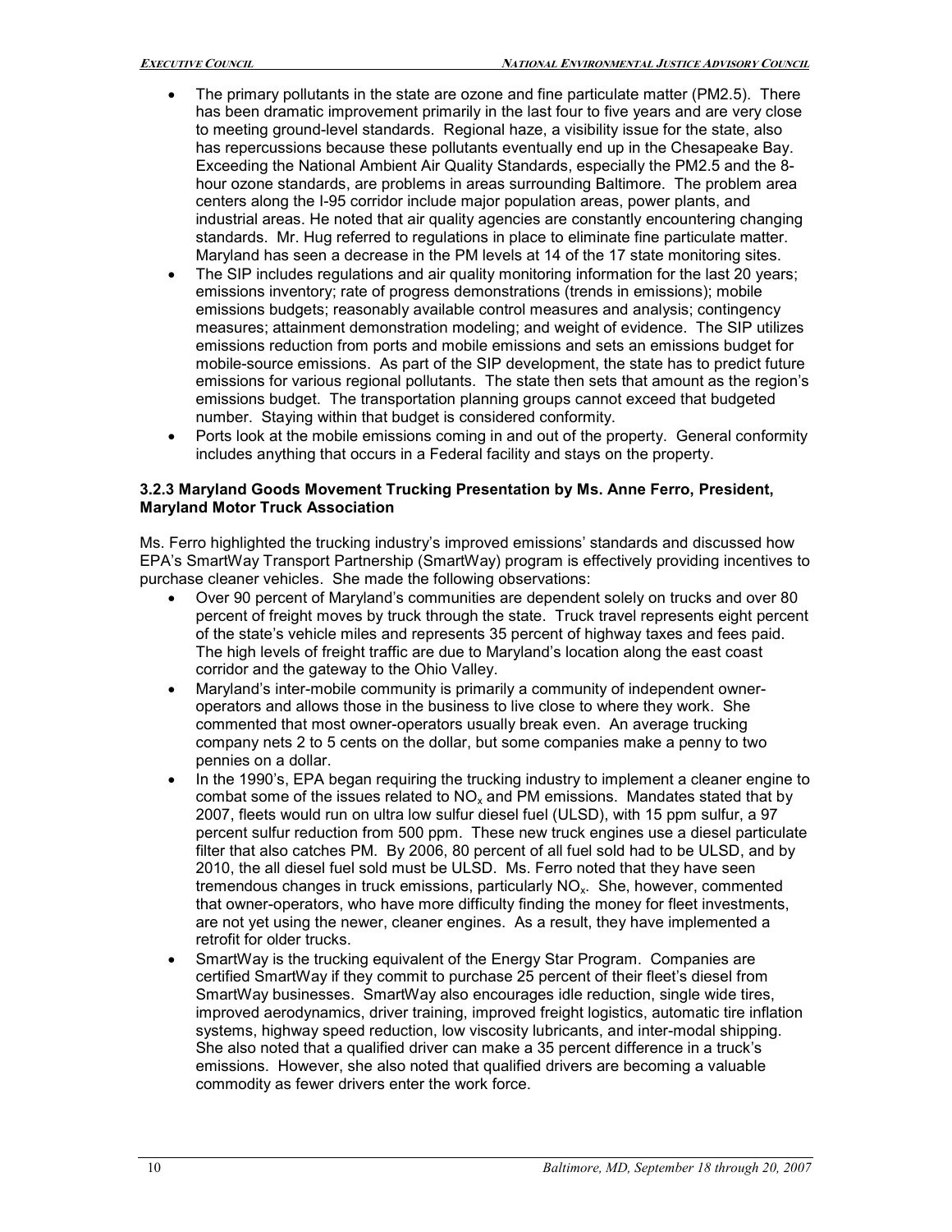- The primary pollutants in the state are ozone and fine particulate matter (PM2.5). There has been dramatic improvement primarily in the last four to five years and are very close to meeting ground-level standards. Regional haze, a visibility issue for the state, also has repercussions because these pollutants eventually end up in the Chesapeake Bay. Exceeding the National Ambient Air Quality Standards, especially the PM2.5 and the 8-hour ozone standards, are problems in areas surrounding Baltimore. The problem area centers along the I-95 corridor include major population areas, power plants, and industrial areas. He noted that air quality agencies are constantly encountering changing standards. Mr. Hug referred to regulations in place to eliminate fine particulate matter. Maryland has seen a decrease in the PM levels at 14 of the 17 state monitoring sites.
- The SIP includes regulations and air quality monitoring information for the last 20 years; emissions inventory; rate of progress demonstrations (trends in emissions); mobile emissions budgets; reasonably available control measures and analysis; contingency measures; attainment demonstration modeling; and weight of evidence. The SIP utilizes emissions reduction from ports and mobile emissions and sets an emissions budget for mobile-source emissions. As part of the SIP development, the state has to predict future emissions for various regional pollutants. The state then sets that amount as the region's emissions budget. The transportation planning groups cannot exceed that budgeted number. Staying within that budget is considered conformity.
- Ports look at the mobile emissions coming in and out of the property. General conformity includes anything that occurs in a Federal facility and stays on the property.

#### 3.2.3 Maryland Goods Movement Trucking Presentation by Ms. Anne Ferro, President, Maryland Motor Truck Association

Ms. Ferro highlighted the trucking industry's improved emissions' standards and discussed how EPA's SmartWay Transport Partnership (SmartWay) program is effectively providing incentives to purchase cleaner vehicles. She made the following observations:

- Over 90 percent of Maryland's communities are dependent solely on trucks and over 80 percent of freight moves by truck through the state. Truck travel represents eight percent of the state's vehicle miles and represents 35 percent of highway taxes and fees paid. The high levels of freight traffic are due to Maryland's location along the east coast corridor and the gateway to the Ohio Valley.
- Maryland's inter-mobile community is primarily a community of independent owner-operators and allows those in the business to live close to where they work. She commented that most owner-operators usually break even. An average trucking company nets 2 to 5 cents on the dollar, but some companies make a penny to two pennies on a dollar.
- In the 1990's, EPA began requiring the trucking industry to implement a cleaner engine to combat some of the issues related to $NO_x$ and PM emissions. Mandates stated that by 2007, fleets would run on ultra low sulfur diesel fuel (ULSD), with 15 ppm sulfur, a 97 percent sulfur reduction from 500 ppm. These new truck engines use a diesel particulate filter that also catches PM. By 2006, 80 percent of all fuel sold had to be ULSD, and by 2010, the all diesel fuel sold must be ULSD. Ms. Ferro noted that they have seen tremendous changes in truck emissions, particularly $NO_x$. She, however, commented that owner-operators, who have more difficulty finding the money for fleet investments, are not yet using the newer, cleaner engines. As a result, they have implemented a retrofit for older trucks.
- SmartWay is the trucking equivalent of the Energy Star Program. Companies are certified SmartWay if they commit to purchase 25 percent of their fleet's diesel from SmartWay businesses. SmartWay also encourages idle reduction, single wide tires, improved aerodynamics, driver training, improved freight logistics, automatic tire inflation systems, highway speed reduction, low viscosity lubricants, and inter-modal shipping. She also noted that a qualified driver can make a 35 percent difference in a truck's emissions. However, she also noted that qualified drivers are becoming a valuable commodity as fewer drivers enter the work force.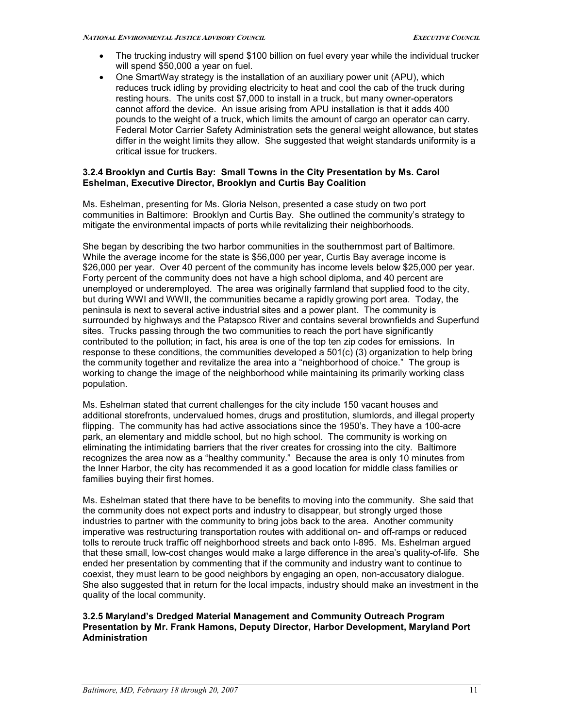- The trucking industry will spend $100 billion on fuel every year while the individual trucker will spend $50,000 a year on fuel.
- One SmartWay strategy is the installation of an auxiliary power unit (APU), which reduces truck idling by providing electricity to heat and cool the cab of the truck during resting hours. The units cost $7,000 to install in a truck, but many owner-operators cannot afford the device. An issue arising from APU installation is that it adds 400 pounds to the weight of a truck, which limits the amount of cargo an operator can carry. Federal Motor Carrier Safety Administration sets the general weight allowance, but states differ in the weight limits they allow. She suggested that weight standards uniformity is a critical issue for truckers.

#### 3.2.4 Brooklyn and Curtis Bay: Small Towns in the City Presentation by Ms. Carol Eshelman, Executive Director, Brooklyn and Curtis Bay Coalition

Ms. Eshelman, presenting for Ms. Gloria Nelson, presented a case study on two port communities in Baltimore: Brooklyn and Curtis Bay. She outlined the community's strategy to mitigate the environmental impacts of ports while revitalizing their neighborhoods.

She began by describing the two harbor communities in the southernmost part of Baltimore. While the average income for the state is $56,000 per year, Curtis Bay average income is $26,000 per year. Over 40 percent of the community has income levels below $25,000 per year. Forty percent of the community does not have a high school diploma, and 40 percent are unemployed or underemployed. The area was originally farmland that supplied food to the city, but during WWI and WWII, the communities became a rapidly growing port area. Today, the peninsula is next to several active industrial sites and a power plant. The community is surrounded by highways and the Patapsco River and contains several brownfields and Superfund sites. Trucks passing through the two communities to reach the port have significantly contributed to the pollution; in fact, his area is one of the top ten zip codes for emissions. In response to these conditions, the communities developed a 501(c) (3) organization to help bring the community together and revitalize the area into a "neighborhood of choice." The group is working to change the image of the neighborhood while maintaining its primarily working class population.

Ms. Eshelman stated that current challenges for the city include 150 vacant houses and additional storefronts, undervalued homes, drugs and prostitution, slumlords, and illegal property flipping. The community has had active associations since the 1950's. They have a 100-acre park, an elementary and middle school, but no high school. The community is working on eliminating the intimidating barriers that the river creates for crossing into the city. Baltimore recognizes the area now as a "healthy community." Because the area is only 10 minutes from the Inner Harbor, the city has recommended it as a good location for middle class families or families buying their first homes.

Ms. Eshelman stated that there have to be benefits to moving into the community. She said that the community does not expect ports and industry to disappear, but strongly urged those industries to partner with the community to bring jobs back to the area. Another community imperative was restructuring transportation routes with additional on- and off-ramps or reduced tolls to reroute truck traffic off neighborhood streets and back onto I-895. Ms. Eshelman argued that these small, low-cost changes would make a large difference in the area's quality-of-life. She ended her presentation by commenting that if the community and industry want to continue to coexist, they must learn to be good neighbors by engaging an open, non-accusatory dialogue. She also suggested that in return for the local impacts, industry should make an investment in the quality of the local community.

#### 3.2.5 Maryland's Dredged Material Management and Community Outreach Program Presentation by Mr. Frank Hamons, Deputy Director, Harbor Development, Maryland Port Administration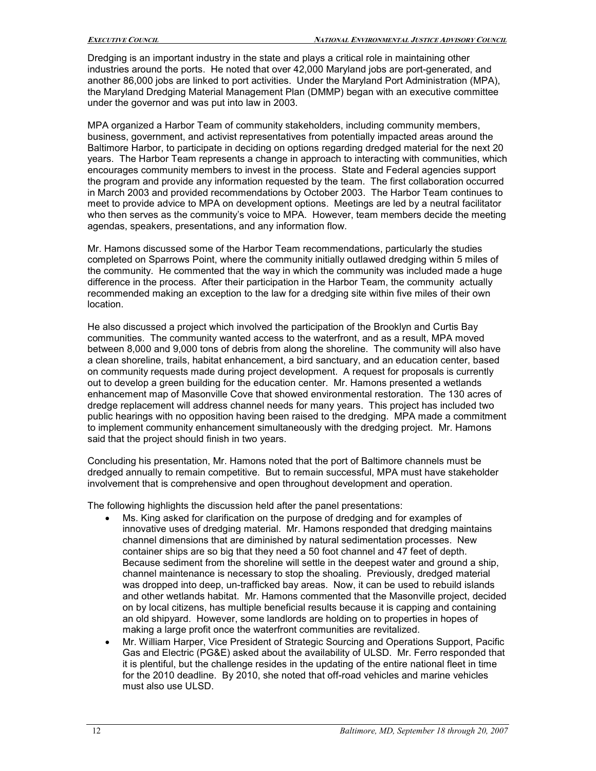Dredging is an important industry in the state and plays a critical role in maintaining other industries around the ports. He noted that over 42,000 Maryland jobs are port-generated, and another 86,000 jobs are linked to port activities. Under the Maryland Port Administration (MPA), the Maryland Dredging Material Management Plan (DMMP) began with an executive committee under the governor and was put into law in 2003.

MPA organized a Harbor Team of community stakeholders, including community members, business, government, and activist representatives from potentially impacted areas around the Baltimore Harbor, to participate in deciding on options regarding dredged material for the next 20 years. The Harbor Team represents a change in approach to interacting with communities, which encourages community members to invest in the process. State and Federal agencies support the program and provide any information requested by the team. The first collaboration occurred in March 2003 and provided recommendations by October 2003. The Harbor Team continues to meet to provide advice to MPA on development options. Meetings are led by a neutral facilitator who then serves as the community's voice to MPA. However, team members decide the meeting agendas, speakers, presentations, and any information flow.

Mr. Hamons discussed some of the Harbor Team recommendations, particularly the studies completed on Sparrows Point, where the community initially outlawed dredging within 5 miles of the community. He commented that the way in which the community was included made a huge difference in the process. After their participation in the Harbor Team, the community actually recommended making an exception to the law for a dredging site within five miles of their own location.

He also discussed a project which involved the participation of the Brooklyn and Curtis Bay communities. The community wanted access to the waterfront, and as a result, MPA moved between 8,000 and 9,000 tons of debris from along the shoreline. The community will also have a clean shoreline, trails, habitat enhancement, a bird sanctuary, and an education center, based on community requests made during project development. A request for proposals is currently out to develop a green building for the education center. Mr. Hamons presented a wetlands enhancement map of Masonville Cove that showed environmental restoration. The 130 acres of dredge replacement will address channel needs for many years. This project has included two public hearings with no opposition having been raised to the dredging. MPA made a commitment to implement community enhancement simultaneously with the dredging project. Mr. Hamons said that the project should finish in two years.

Concluding his presentation, Mr. Hamons noted that the port of Baltimore channels must be dredged annually to remain competitive. But to remain successful, MPA must have stakeholder involvement that is comprehensive and open throughout development and operation.

The following highlights the discussion held after the panel presentations:

- Ms. King asked for clarification on the purpose of dredging and for examples of innovative uses of dredging material. Mr. Hamons responded that dredging maintains channel dimensions that are diminished by natural sedimentation processes. New container ships are so big that they need a 50 foot channel and 47 feet of depth. Because sediment from the shoreline will settle in the deepest water and ground a ship, channel maintenance is necessary to stop the shoaling. Previously, dredged material was dropped into deep, un-trafficked bay areas. Now, it can be used to rebuild islands and other wetlands habitat. Mr. Hamons commented that the Masonville project, decided on by local citizens, has multiple beneficial results because it is capping and containing an old shipyard. However, some landlords are holding on to properties in hopes of making a large profit once the waterfront communities are revitalized.
- Mr. William Harper, Vice President of Strategic Sourcing and Operations Support, Pacific Gas and Electric (PG&E) asked about the availability of ULSD. Mr. Ferro responded that it is plentiful, but the challenge resides in the updating of the entire national fleet in time for the 2010 deadline. By 2010, she noted that off-road vehicles and marine vehicles must also use ULSD.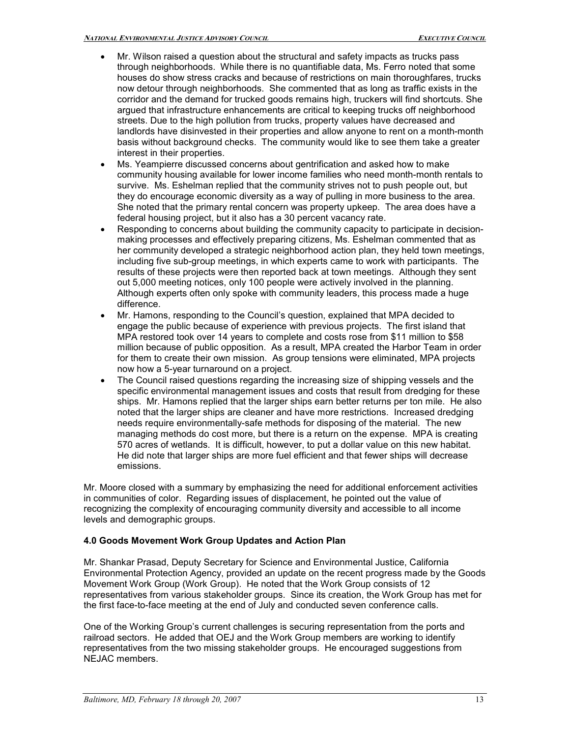- Mr. Wilson raised a question about the structural and safety impacts as trucks pass through neighborhoods. While there is no quantifiable data, Ms. Ferro noted that some houses do show stress cracks and because of restrictions on main thoroughfares, trucks now detour through neighborhoods. She commented that as long as traffic exists in the corridor and the demand for trucked goods remains high, truckers will find shortcuts. She argued that infrastructure enhancements are critical to keeping trucks off neighborhood streets. Due to the high pollution from trucks, property values have decreased and landlords have disinvested in their properties and allow anyone to rent on a month-month basis without background checks. The community would like to see them take a greater interest in their properties.
- Ms. Yeampierre discussed concerns about gentrification and asked how to make community housing available for lower income families who need month-month rentals to survive. Ms. Eshelman replied that the community strives not to push people out, but they do encourage economic diversity as a way of pulling in more business to the area. She noted that the primary rental concern was property upkeep. The area does have a federal housing project, but it also has a 30 percent vacancy rate.
- Responding to concerns about building the community capacity to participate in decision-making processes and effectively preparing citizens, Ms. Eshelman commented that as her community developed a strategic neighborhood action plan, they held town meetings, including five sub-group meetings, in which experts came to work with participants. The results of these projects were then reported back at town meetings. Although they sent out 5,000 meeting notices, only 100 people were actively involved in the planning. Although experts often only spoke with community leaders, this process made a huge difference.
- Mr. Hamons, responding to the Council's question, explained that MPA decided to engage the public because of experience with previous projects. The first island that MPA restored took over 14 years to complete and costs rose from $11 million to $58 million because of public opposition. As a result, MPA created the Harbor Team in order for them to create their own mission. As group tensions were eliminated, MPA projects now how a 5-year turnaround on a project.
- The Council raised questions regarding the increasing size of shipping vessels and the specific environmental management issues and costs that result from dredging for these ships. Mr. Hamons replied that the larger ships earn better returns per ton mile. He also noted that the larger ships are cleaner and have more restrictions. Increased dredging needs require environmentally-safe methods for disposing of the material. The new managing methods do cost more, but there is a return on the expense. MPA is creating 570 acres of wetlands. It is difficult, however, to put a dollar value on this new habitat. He did note that larger ships are more fuel efficient and that fewer ships will decrease emissions.

Mr. Moore closed with a summary by emphasizing the need for additional enforcement activities in communities of color. Regarding issues of displacement, he pointed out the value of recognizing the complexity of encouraging community diversity and accessible to all income levels and demographic groups.

### 4.0 Goods Movement Work Group Updates and Action Plan

Mr. Shankar Prasad, Deputy Secretary for Science and Environmental Justice, California Environmental Protection Agency, provided an update on the recent progress made by the Goods Movement Work Group (Work Group). He noted that the Work Group consists of 12 representatives from various stakeholder groups. Since its creation, the Work Group has met for the first face-to-face meeting at the end of July and conducted seven conference calls.

One of the Working Group's current challenges is securing representation from the ports and railroad sectors. He added that OEJ and the Work Group members are working to identify representatives from the two missing stakeholder groups. He encouraged suggestions from NEJAC members.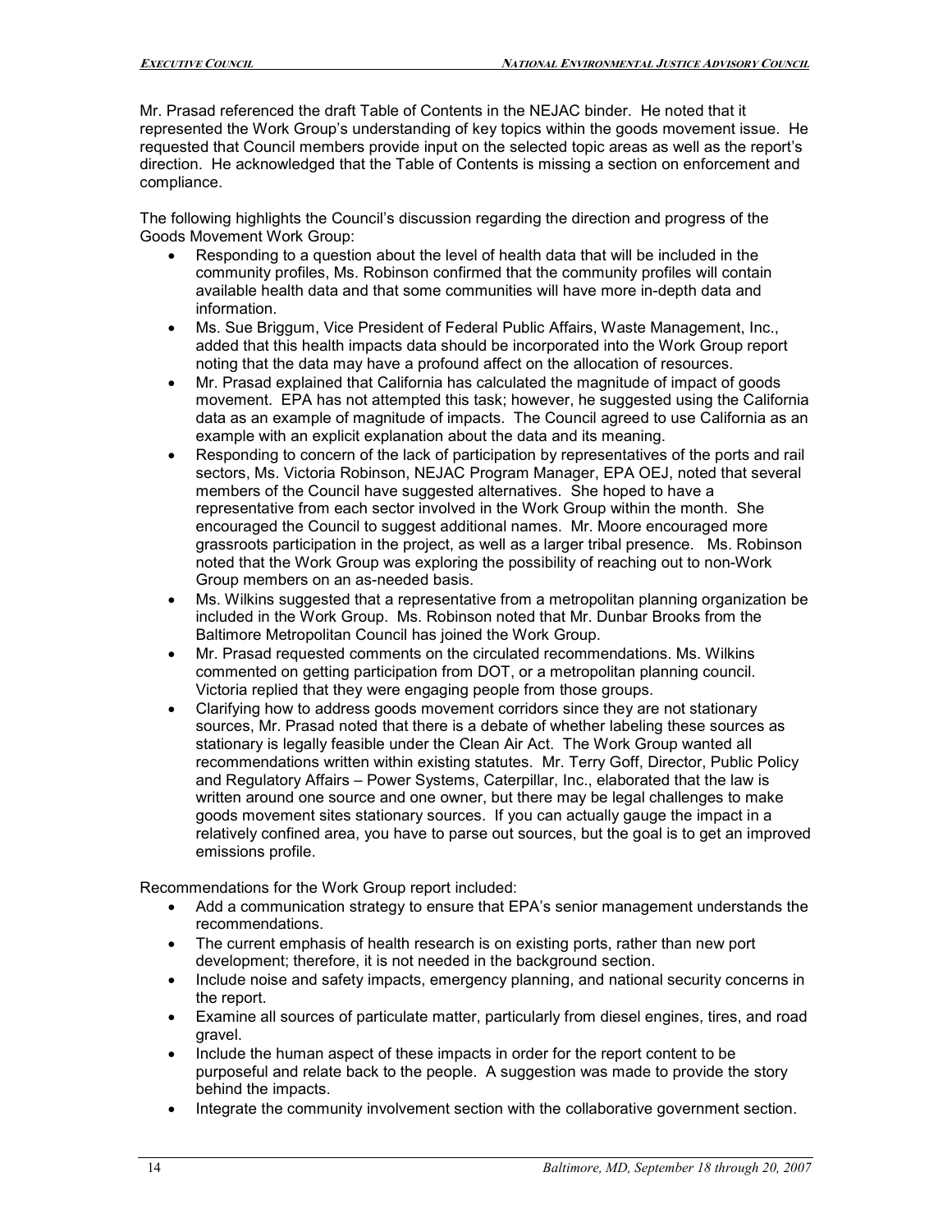Mr. Prasad referenced the draft Table of Contents in the NEJAC binder. He noted that it represented the Work Group's understanding of key topics within the goods movement issue. He requested that Council members provide input on the selected topic areas as well as the report's direction. He acknowledged that the Table of Contents is missing a section on enforcement and compliance.

The following highlights the Council's discussion regarding the direction and progress of the Goods Movement Work Group:

- Responding to a question about the level of health data that will be included in the community profiles, Ms. Robinson confirmed that the community profiles will contain available health data and that some communities will have more in-depth data and information.
- Ms. Sue Briggum, Vice President of Federal Public Affairs, Waste Management, Inc., added that this health impacts data should be incorporated into the Work Group report noting that the data may have a profound affect on the allocation of resources.
- Mr. Prasad explained that California has calculated the magnitude of impact of goods movement. EPA has not attempted this task; however, he suggested using the California data as an example of magnitude of impacts. The Council agreed to use California as an example with an explicit explanation about the data and its meaning.
- Responding to concern of the lack of participation by representatives of the ports and rail sectors, Ms. Victoria Robinson, NEJAC Program Manager, EPA OEJ, noted that several members of the Council have suggested alternatives. She hoped to have a representative from each sector involved in the Work Group within the month. She encouraged the Council to suggest additional names. Mr. Moore encouraged more grassroots participation in the project, as well as a larger tribal presence. Ms. Robinson noted that the Work Group was exploring the possibility of reaching out to non-Work Group members on an as-needed basis.
- Ms. Wilkins suggested that a representative from a metropolitan planning organization be included in the Work Group. Ms. Robinson noted that Mr. Dunbar Brooks from the Baltimore Metropolitan Council has joined the Work Group.
- Mr. Prasad requested comments on the circulated recommendations. Ms. Wilkins commented on getting participation from DOT, or a metropolitan planning council. Victoria replied that they were engaging people from those groups.
- Clarifying how to address goods movement corridors since they are not stationary sources, Mr. Prasad noted that there is a debate of whether labeling these sources as stationary is legally feasible under the Clean Air Act. The Work Group wanted all recommendations written within existing statutes. Mr. Terry Goff, Director, Public Policy and Regulatory Affairs – Power Systems, Caterpillar, Inc., elaborated that the law is written around one source and one owner, but there may be legal challenges to make goods movement sites stationary sources. If you can actually gauge the impact in a relatively confined area, you have to parse out sources, but the goal is to get an improved emissions profile.

Recommendations for the Work Group report included:

- Add a communication strategy to ensure that EPA's senior management understands the recommendations.
- The current emphasis of health research is on existing ports, rather than new port development; therefore, it is not needed in the background section.
- Include noise and safety impacts, emergency planning, and national security concerns in the report.
- Examine all sources of particulate matter, particularly from diesel engines, tires, and road gravel.
- Include the human aspect of these impacts in order for the report content to be purposeful and relate back to the people. A suggestion was made to provide the story behind the impacts.
- Integrate the community involvement section with the collaborative government section.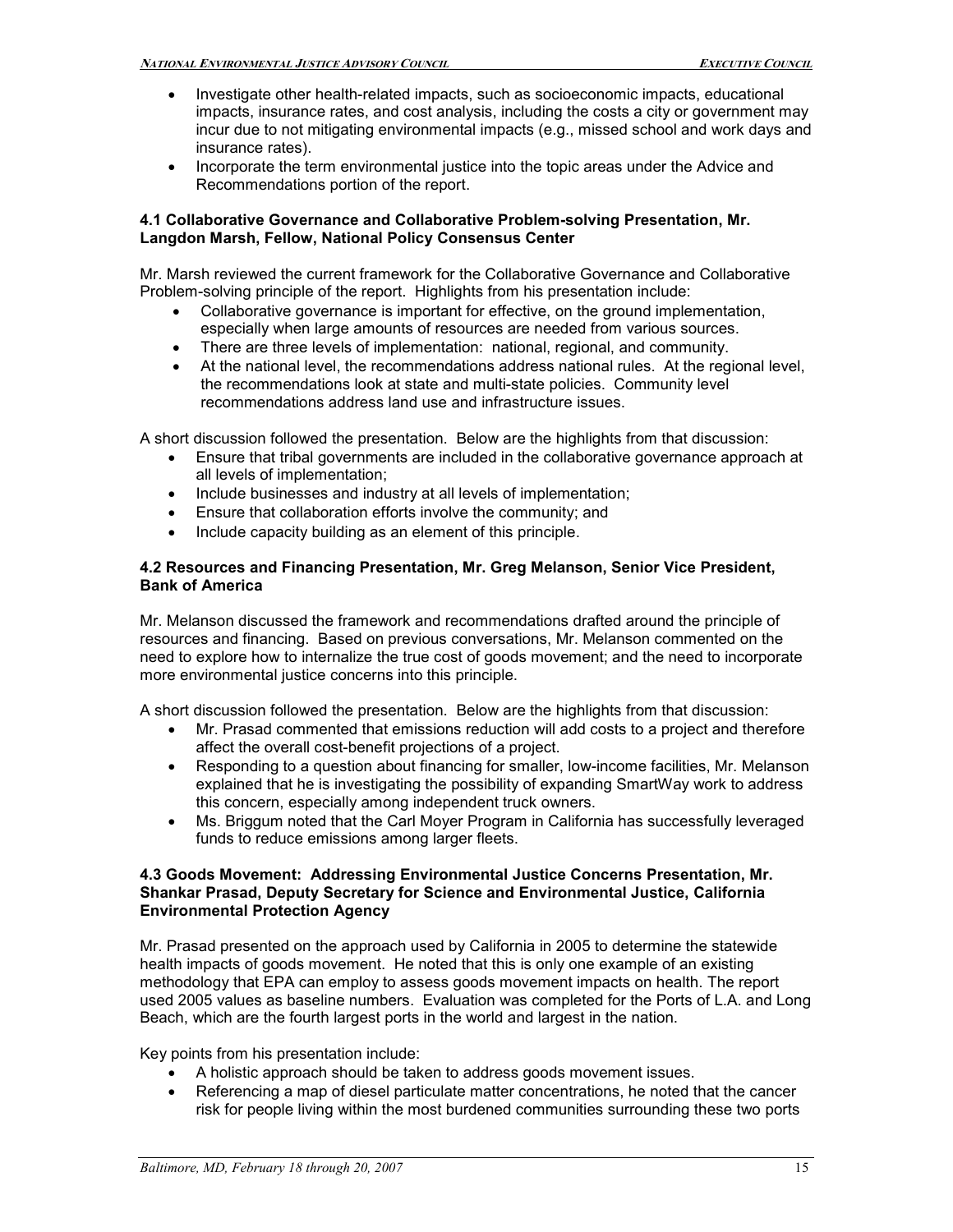- Investigate other health-related impacts, such as socioeconomic impacts, educational impacts, insurance rates, and cost analysis, including the costs a city or government may incur due to not mitigating environmental impacts (e.g., missed school and work days and insurance rates).
- Incorporate the term environmental justice into the topic areas under the Advice and Recommendations portion of the report.

### 4.1 Collaborative Governance and Collaborative Problem-solving Presentation, Mr. Langdon Marsh, Fellow, National Policy Consensus Center

Mr. Marsh reviewed the current framework for the Collaborative Governance and Collaborative Problem-solving principle of the report. Highlights from his presentation include:

- Collaborative governance is important for effective, on the ground implementation, especially when large amounts of resources are needed from various sources.
- There are three levels of implementation: national, regional, and community.
- At the national level, the recommendations address national rules. At the regional level, the recommendations look at state and multi-state policies. Community level recommendations address land use and infrastructure issues.

A short discussion followed the presentation. Below are the highlights from that discussion:

- Ensure that tribal governments are included in the collaborative governance approach at all levels of implementation;
- Include businesses and industry at all levels of implementation;
- Ensure that collaboration efforts involve the community; and
- Include capacity building as an element of this principle.

### 4.2 Resources and Financing Presentation, Mr. Greg Melanson, Senior Vice President, Bank of America

Mr. Melanson discussed the framework and recommendations drafted around the principle of resources and financing. Based on previous conversations, Mr. Melanson commented on the need to explore how to internalize the true cost of goods movement; and the need to incorporate more environmental justice concerns into this principle.

A short discussion followed the presentation. Below are the highlights from that discussion:

- Mr. Prasad commented that emissions reduction will add costs to a project and therefore affect the overall cost-benefit projections of a project.
- Responding to a question about financing for smaller, low-income facilities, Mr. Melanson explained that he is investigating the possibility of expanding SmartWay work to address this concern, especially among independent truck owners.
- Ms. Briggum noted that the Carl Moyer Program in California has successfully leveraged funds to reduce emissions among larger fleets.

### 4.3 Goods Movement: Addressing Environmental Justice Concerns Presentation, Mr. Shankar Prasad, Deputy Secretary for Science and Environmental Justice, California Environmental Protection Agency

Mr. Prasad presented on the approach used by California in 2005 to determine the statewide health impacts of goods movement. He noted that this is only one example of an existing methodology that EPA can employ to assess goods movement impacts on health. The report used 2005 values as baseline numbers. Evaluation was completed for the Ports of L.A. and Long Beach, which are the fourth largest ports in the world and largest in the nation.

Key points from his presentation include:

- A holistic approach should be taken to address goods movement issues.
- Referencing a map of diesel particulate matter concentrations, he noted that the cancer risk for people living within the most burdened communities surrounding these two ports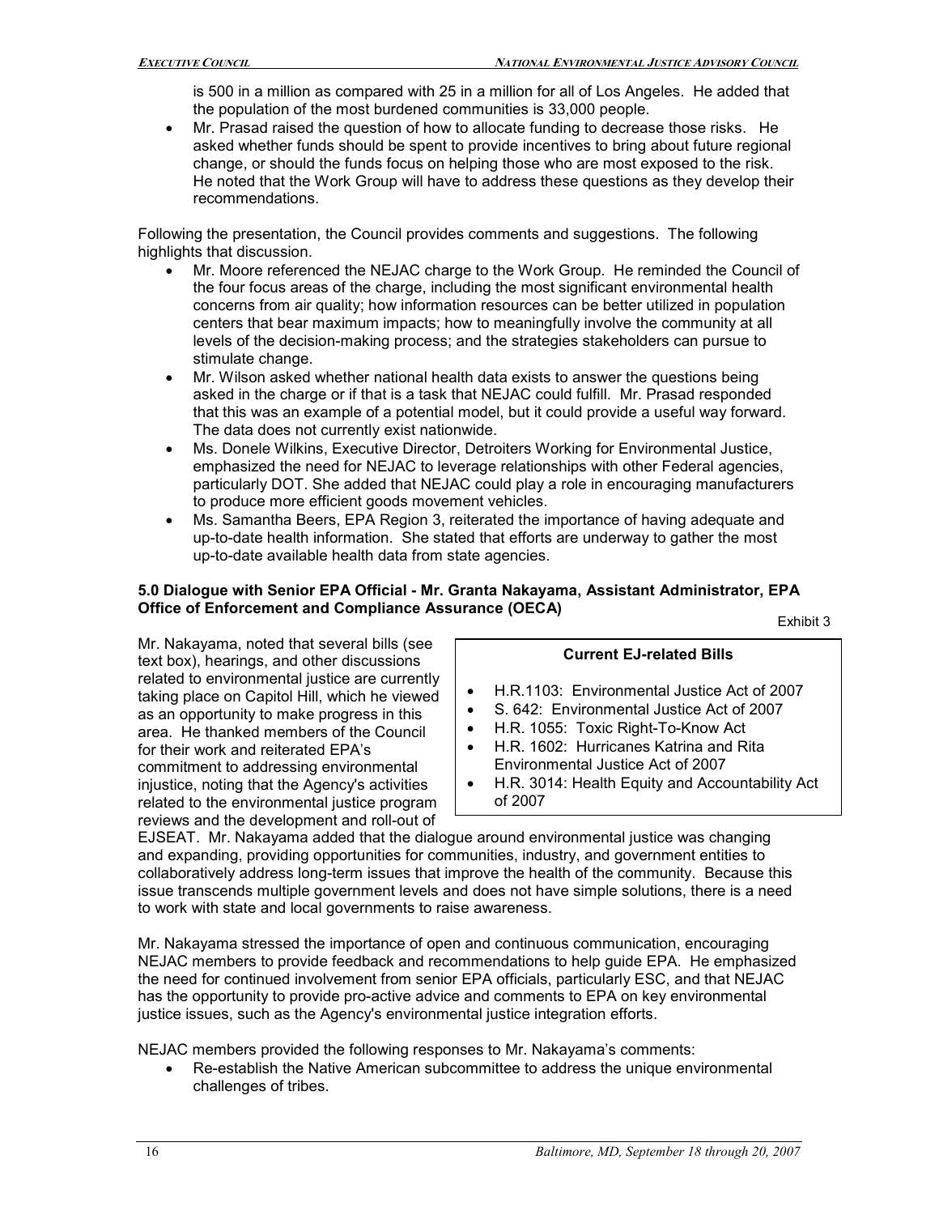is 500 in a million as compared with 25 in a million for all of Los Angeles. He added that the population of the most burdened communities is 33,000 people.

- Mr. Prasad raised the question of how to allocate funding to decrease those risks. He asked whether funds should be spent to provide incentives to bring about future regional change, or should the funds focus on helping those who are most exposed to the risk. He noted that the Work Group will have to address these questions as they develop their recommendations.

Following the presentation, the Council provides comments and suggestions. The following highlights that discussion.

- Mr. Moore referenced the NEJAC charge to the Work Group. He reminded the Council of the four focus areas of the charge, including the most significant environmental health concerns from air quality; how information resources can be better utilized in population centers that bear maximum impacts; how to meaningfully involve the community at all levels of the decision-making process; and the strategies stakeholders can pursue to stimulate change.
- Mr. Wilson asked whether national health data exists to answer the questions being asked in the charge or if that is a task that NEJAC could fulfill. Mr. Prasad responded that this was an example of a potential model, but it could provide a useful way forward. The data does not currently exist nationwide.
- Ms. Donele Wilkins, Executive Director, Detroiters Working for Environmental Justice, emphasized the need for NEJAC to leverage relationships with other Federal agencies, particularly DOT. She added that NEJAC could play a role in encouraging manufacturers to produce more efficient goods movement vehicles.
- Ms. Samantha Beers, EPA Region 3, reiterated the importance of having adequate and up-to-date health information. She stated that efforts are underway to gather the most up-to-date available health data from state agencies.

**5.0 Dialogue with Senior EPA Official - Mr. Granta Nakayama, Assistant Administrator, EPA Office of Enforcement and Compliance Assurance (OECA)**

Mr. Nakayama, noted that several bills (see text box), hearings, and other discussions related to environmental justice are currently taking place on Capitol Hill, which he viewed as an opportunity to make progress in this area. He thanked members of the Council for their work and reiterated EPA's commitment to addressing environmental injustice, noting that the Agency's activities related to the environmental justice program reviews and the development and roll-out of EJSEAT. Mr. Nakayama added that the dialogue around environmental justice was changing and expanding, providing opportunities for communities, industry, and government entities to collaboratively address long-term issues that improve the health of the community. Because this issue transcends multiple government levels and does not have simple solutions, there is a need to work with state and local governments to raise awareness.

Exhibit 3

**Current EJ-related Bills**

- H.R.1103: Environmental Justice Act of 2007
- S. 642: Environmental Justice Act of 2007
- H.R. 1055: Toxic Right-To-Know Act
- H.R. 1602: Hurricanes Katrina and Rita Environmental Justice Act of 2007
- H.R. 3014: Health Equity and Accountability Act of 2007

Mr. Nakayama stressed the importance of open and continuous communication, encouraging NEJAC members to provide feedback and recommendations to help guide EPA. He emphasized the need for continued involvement from senior EPA officials, particularly ESC, and that NEJAC has the opportunity to provide pro-active advice and comments to EPA on key environmental justice issues, such as the Agency's environmental justice integration efforts.

NEJAC members provided the following responses to Mr. Nakayama's comments:

- Re-establish the Native American subcommittee to address the unique environmental challenges of tribes.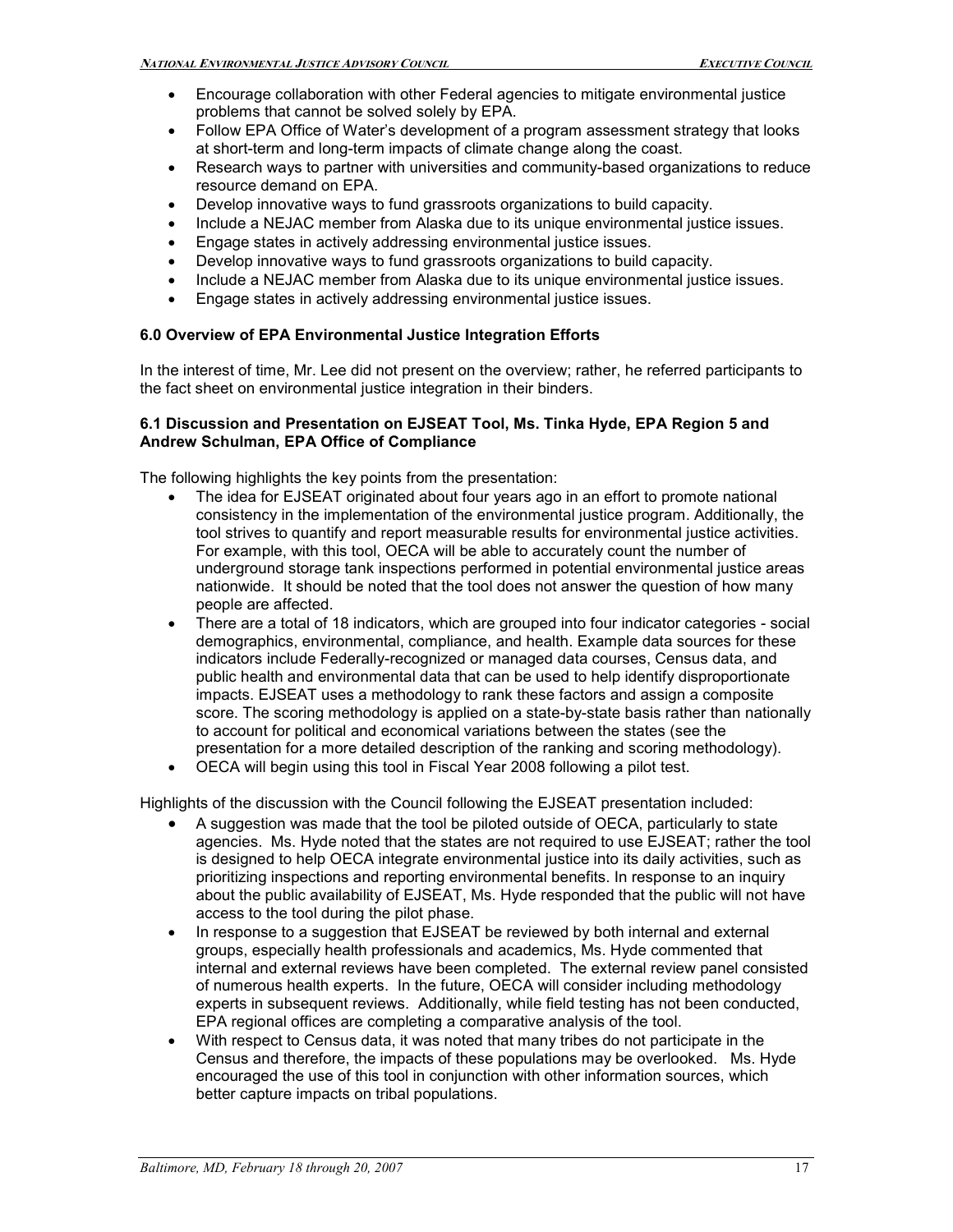- Encourage collaboration with other Federal agencies to mitigate environmental justice problems that cannot be solved solely by EPA.
- Follow EPA Office of Water's development of a program assessment strategy that looks at short-term and long-term impacts of climate change along the coast.
- Research ways to partner with universities and community-based organizations to reduce resource demand on EPA.
- Develop innovative ways to fund grassroots organizations to build capacity.
- Include a NEJAC member from Alaska due to its unique environmental justice issues.
- Engage states in actively addressing environmental justice issues.
- Develop innovative ways to fund grassroots organizations to build capacity.
- Include a NEJAC member from Alaska due to its unique environmental justice issues.
- Engage states in actively addressing environmental justice issues.

### 6.0 Overview of EPA Environmental Justice Integration Efforts

In the interest of time, Mr. Lee did not present on the overview; rather, he referred participants to the fact sheet on environmental justice integration in their binders.

### 6.1 Discussion and Presentation on EJSEAT Tool, Ms. Tinka Hyde, EPA Region 5 and Andrew Schulman, EPA Office of Compliance

The following highlights the key points from the presentation:

- The idea for EJSEAT originated about four years ago in an effort to promote national consistency in the implementation of the environmental justice program. Additionally, the tool strives to quantify and report measurable results for environmental justice activities. For example, with this tool, OECA will be able to accurately count the number of underground storage tank inspections performed in potential environmental justice areas nationwide. It should be noted that the tool does not answer the question of how many people are affected.
- There are a total of 18 indicators, which are grouped into four indicator categories - social demographics, environmental, compliance, and health. Example data sources for these indicators include Federally-recognized or managed data courses, Census data, and public health and environmental data that can be used to help identify disproportionate impacts. EJSEAT uses a methodology to rank these factors and assign a composite score. The scoring methodology is applied on a state-by-state basis rather than nationally to account for political and economical variations between the states (see the presentation for a more detailed description of the ranking and scoring methodology).
- OECA will begin using this tool in Fiscal Year 2008 following a pilot test.

Highlights of the discussion with the Council following the EJSEAT presentation included:

- A suggestion was made that the tool be piloted outside of OECA, particularly to state agencies. Ms. Hyde noted that the states are not required to use EJSEAT; rather the tool is designed to help OECA integrate environmental justice into its daily activities, such as prioritizing inspections and reporting environmental benefits. In response to an inquiry about the public availability of EJSEAT, Ms. Hyde responded that the public will not have access to the tool during the pilot phase.
- In response to a suggestion that EJSEAT be reviewed by both internal and external groups, especially health professionals and academics, Ms. Hyde commented that internal and external reviews have been completed. The external review panel consisted of numerous health experts. In the future, OECA will consider including methodology experts in subsequent reviews. Additionally, while field testing has not been conducted, EPA regional offices are completing a comparative analysis of the tool.
- With respect to Census data, it was noted that many tribes do not participate in the Census and therefore, the impacts of these populations may be overlooked. Ms. Hyde encouraged the use of this tool in conjunction with other information sources, which better capture impacts on tribal populations.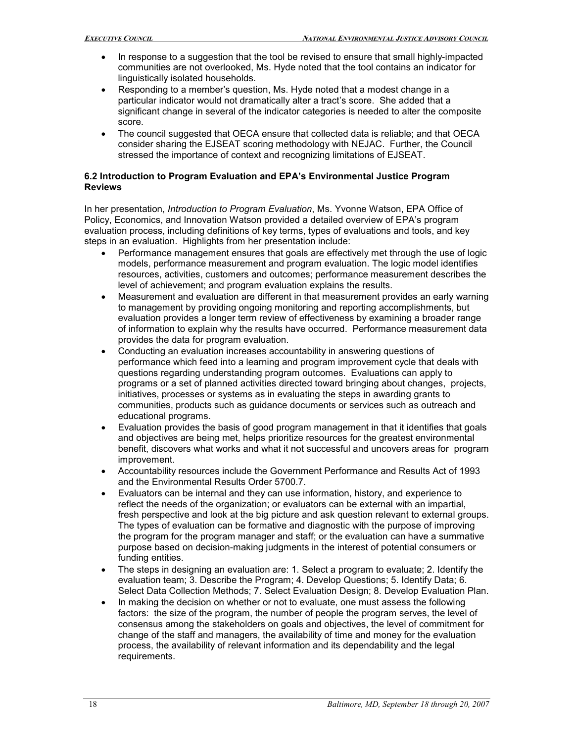- In response to a suggestion that the tool be revised to ensure that small highly-impacted communities are not overlooked, Ms. Hyde noted that the tool contains an indicator for linguistically isolated households.
- Responding to a member's question, Ms. Hyde noted that a modest change in a particular indicator would not dramatically alter a tract's score. She added that a significant change in several of the indicator categories is needed to alter the composite score.
- The council suggested that OECA ensure that collected data is reliable; and that OECA consider sharing the EJSEAT scoring methodology with NEJAC. Further, the Council stressed the importance of context and recognizing limitations of EJSEAT.

### 6.2 Introduction to Program Evaluation and EPA's Environmental Justice Program Reviews

In her presentation, *Introduction to Program Evaluation*, Ms. Yvonne Watson, EPA Office of Policy, Economics, and Innovation Watson provided a detailed overview of EPA's program evaluation process, including definitions of key terms, types of evaluations and tools, and key steps in an evaluation. Highlights from her presentation include:

- Performance management ensures that goals are effectively met through the use of logic models, performance measurement and program evaluation. The logic model identifies resources, activities, customers and outcomes; performance measurement describes the level of achievement; and program evaluation explains the results.
- Measurement and evaluation are different in that measurement provides an early warning to management by providing ongoing monitoring and reporting accomplishments, but evaluation provides a longer term review of effectiveness by examining a broader range of information to explain why the results have occurred. Performance measurement data provides the data for program evaluation.
- Conducting an evaluation increases accountability in answering questions of performance which feed into a learning and program improvement cycle that deals with questions regarding understanding program outcomes. Evaluations can apply to programs or a set of planned activities directed toward bringing about changes, projects, initiatives, processes or systems as in evaluating the steps in awarding grants to communities, products such as guidance documents or services such as outreach and educational programs.
- Evaluation provides the basis of good program management in that it identifies that goals and objectives are being met, helps prioritize resources for the greatest environmental benefit, discovers what works and what it not successful and uncovers areas for program improvement.
- Accountability resources include the Government Performance and Results Act of 1993 and the Environmental Results Order 5700.7.
- Evaluators can be internal and they can use information, history, and experience to reflect the needs of the organization; or evaluators can be external with an impartial, fresh perspective and look at the big picture and ask question relevant to external groups. The types of evaluation can be formative and diagnostic with the purpose of improving the program for the program manager and staff; or the evaluation can have a summative purpose based on decision-making judgments in the interest of potential consumers or funding entities.
- The steps in designing an evaluation are: 1. Select a program to evaluate; 2. Identify the evaluation team; 3. Describe the Program; 4. Develop Questions; 5. Identify Data; 6. Select Data Collection Methods; 7. Select Evaluation Design; 8. Develop Evaluation Plan.
- In making the decision on whether or not to evaluate, one must assess the following factors: the size of the program, the number of people the program serves, the level of consensus among the stakeholders on goals and objectives, the level of commitment for change of the staff and managers, the availability of time and money for the evaluation process, the availability of relevant information and its dependability and the legal requirements.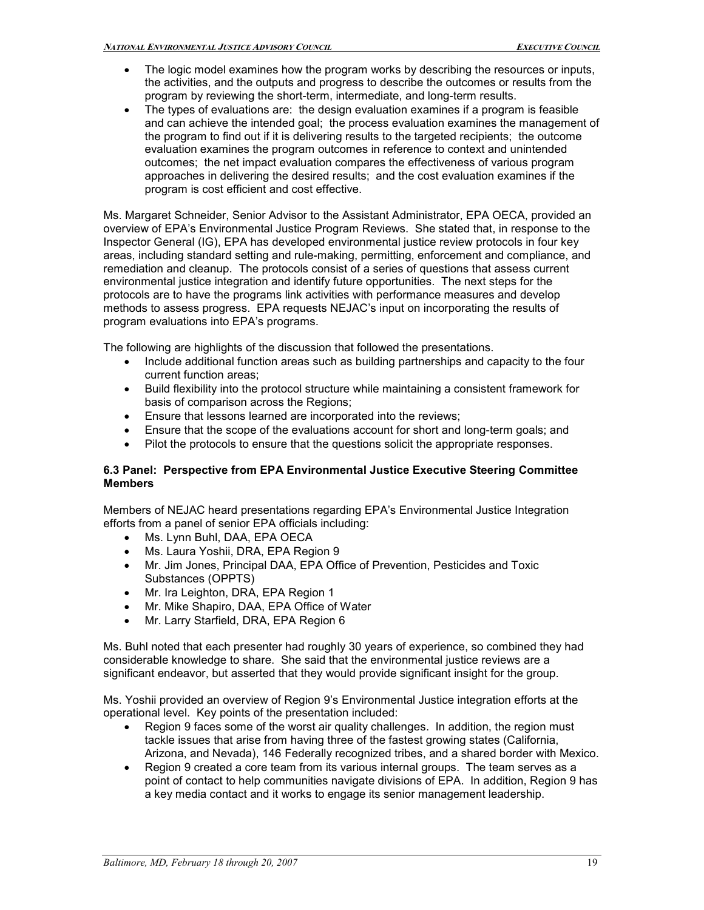- The logic model examines how the program works by describing the resources or inputs, the activities, and the outputs and progress to describe the outcomes or results from the program by reviewing the short-term, intermediate, and long-term results.
- The types of evaluations are: the design evaluation examines if a program is feasible and can achieve the intended goal; the process evaluation examines the management of the program to find out if it is delivering results to the targeted recipients; the outcome evaluation examines the program outcomes in reference to context and unintended outcomes; the net impact evaluation compares the effectiveness of various program approaches in delivering the desired results; and the cost evaluation examines if the program is cost efficient and cost effective.

Ms. Margaret Schneider, Senior Advisor to the Assistant Administrator, EPA OECA, provided an overview of EPA's Environmental Justice Program Reviews. She stated that, in response to the Inspector General (IG), EPA has developed environmental justice review protocols in four key areas, including standard setting and rule-making, permitting, enforcement and compliance, and remediation and cleanup. The protocols consist of a series of questions that assess current environmental justice integration and identify future opportunities. The next steps for the protocols are to have the programs link activities with performance measures and develop methods to assess progress. EPA requests NEJAC's input on incorporating the results of program evaluations into EPA's programs.

The following are highlights of the discussion that followed the presentations.

- Include additional function areas such as building partnerships and capacity to the four current function areas;
- Build flexibility into the protocol structure while maintaining a consistent framework for basis of comparison across the Regions;
- Ensure that lessons learned are incorporated into the reviews;
- Ensure that the scope of the evaluations account for short and long-term goals; and
- Pilot the protocols to ensure that the questions solicit the appropriate responses.

### 6.3 Panel: Perspective from EPA Environmental Justice Executive Steering Committee Members

Members of NEJAC heard presentations regarding EPA's Environmental Justice Integration efforts from a panel of senior EPA officials including:

- Ms. Lynn Buhl, DAA, EPA OECA
- Ms. Laura Yoshii, DRA, EPA Region 9
- Mr. Jim Jones, Principal DAA, EPA Office of Prevention, Pesticides and Toxic Substances (OPPTS)
- Mr. Ira Leighton, DRA, EPA Region 1
- Mr. Mike Shapiro, DAA, EPA Office of Water
- Mr. Larry Starfield, DRA, EPA Region 6

Ms. Buhl noted that each presenter had roughly 30 years of experience, so combined they had considerable knowledge to share. She said that the environmental justice reviews are a significant endeavor, but asserted that they would provide significant insight for the group.

Ms. Yoshii provided an overview of Region 9's Environmental Justice integration efforts at the operational level. Key points of the presentation included:

- Region 9 faces some of the worst air quality challenges. In addition, the region must tackle issues that arise from having three of the fastest growing states (California, Arizona, and Nevada), 146 Federally recognized tribes, and a shared border with Mexico.
- Region 9 created a core team from its various internal groups. The team serves as a point of contact to help communities navigate divisions of EPA. In addition, Region 9 has a key media contact and it works to engage its senior management leadership.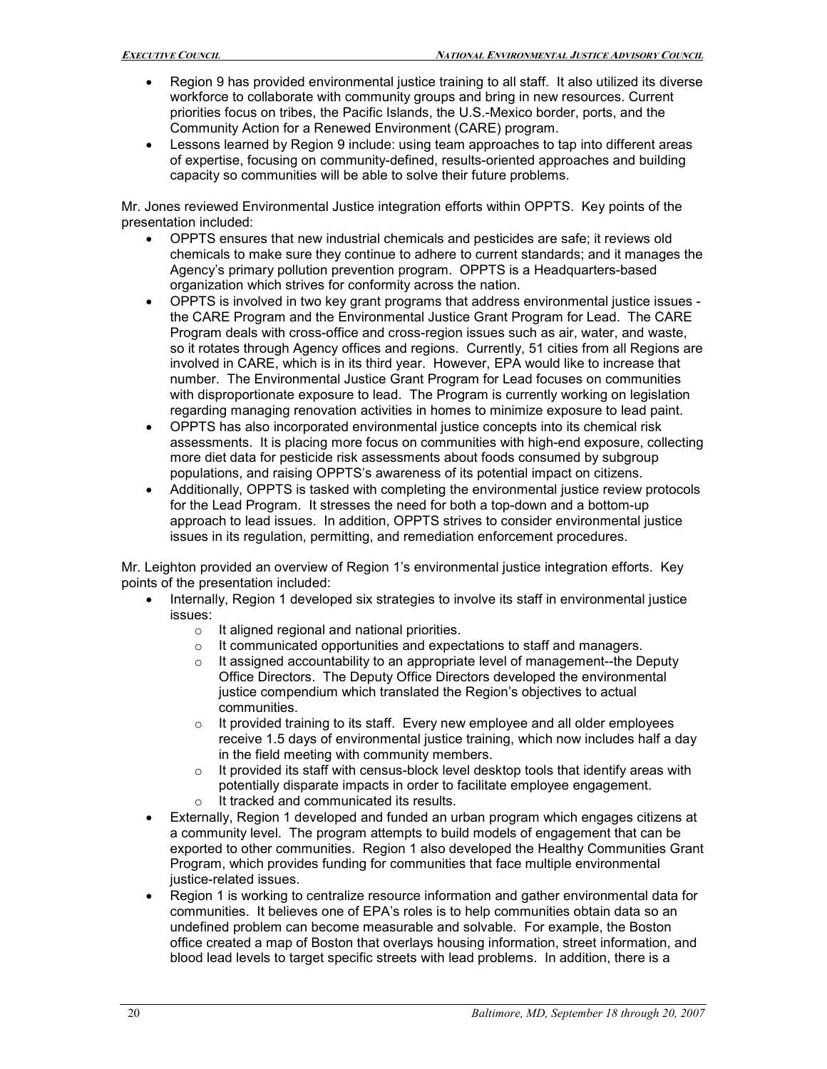- Region 9 has provided environmental justice training to all staff. It also utilized its diverse workforce to collaborate with community groups and bring in new resources. Current priorities focus on tribes, the Pacific Islands, the U.S.-Mexico border, ports, and the Community Action for a Renewed Environment (CARE) program.
- Lessons learned by Region 9 include: using team approaches to tap into different areas of expertise, focusing on community-defined, results-oriented approaches and building capacity so communities will be able to solve their future problems.

Mr. Jones reviewed Environmental Justice integration efforts within OPPTS. Key points of the presentation included:

- OPPTS ensures that new industrial chemicals and pesticides are safe; it reviews old chemicals to make sure they continue to adhere to current standards; and it manages the Agency's primary pollution prevention program. OPPTS is a Headquarters-based organization which strives for conformity across the nation.
- OPPTS is involved in two key grant programs that address environmental justice issues - the CARE Program and the Environmental Justice Grant Program for Lead. The CARE Program deals with cross-office and cross-region issues such as air, water, and waste, so it rotates through Agency offices and regions. Currently, 51 cities from all Regions are involved in CARE, which is in its third year. However, EPA would like to increase that number. The Environmental Justice Grant Program for Lead focuses on communities with disproportionate exposure to lead. The Program is currently working on legislation regarding managing renovation activities in homes to minimize exposure to lead paint.
- OPPTS has also incorporated environmental justice concepts into its chemical risk assessments. It is placing more focus on communities with high-end exposure, collecting more diet data for pesticide risk assessments about foods consumed by subgroup populations, and raising OPPTS's awareness of its potential impact on citizens.
- Additionally, OPPTS is tasked with completing the environmental justice review protocols for the Lead Program. It stresses the need for both a top-down and a bottom-up approach to lead issues. In addition, OPPTS strives to consider environmental justice issues in its regulation, permitting, and remediation enforcement procedures.

Mr. Leighton provided an overview of Region 1's environmental justice integration efforts. Key points of the presentation included:

- Internally, Region 1 developed six strategies to involve its staff in environmental justice issues:
  - It aligned regional and national priorities.
  - It communicated opportunities and expectations to staff and managers.
  - It assigned accountability to an appropriate level of management--the Deputy Office Directors. The Deputy Office Directors developed the environmental justice compendium which translated the Region's objectives to actual communities.
  - It provided training to its staff. Every new employee and all older employees receive 1.5 days of environmental justice training, which now includes half a day in the field meeting with community members.
  - It provided its staff with census-block level desktop tools that identify areas with potentially disparate impacts in order to facilitate employee engagement.
  - It tracked and communicated its results.
- Externally, Region 1 developed and funded an urban program which engages citizens at a community level. The program attempts to build models of engagement that can be exported to other communities. Region 1 also developed the Healthy Communities Grant Program, which provides funding for communities that face multiple environmental justice-related issues.
- Region 1 is working to centralize resource information and gather environmental data for communities. It believes one of EPA's roles is to help communities obtain data so an undefined problem can become measurable and solvable. For example, the Boston office created a map of Boston that overlays housing information, street information, and blood lead levels to target specific streets with lead problems. In addition, there is a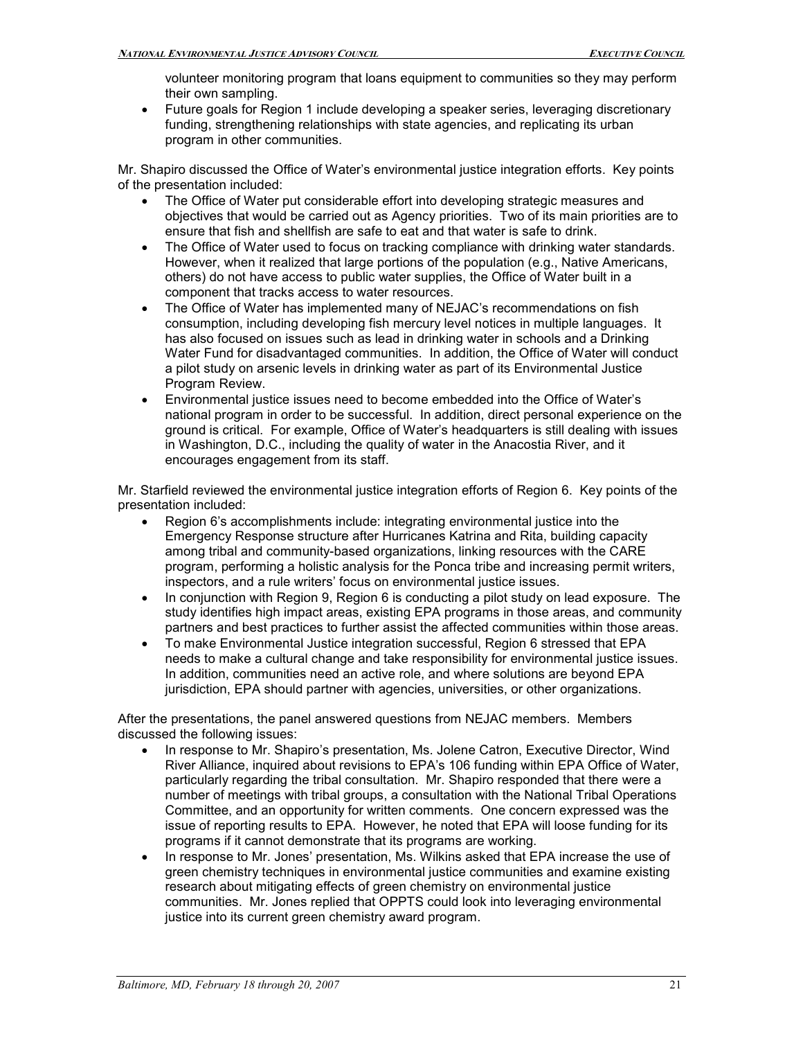volunteer monitoring program that loans equipment to communities so they may perform their own sampling.

- Future goals for Region 1 include developing a speaker series, leveraging discretionary funding, strengthening relationships with state agencies, and replicating its urban program in other communities.

Mr. Shapiro discussed the Office of Water's environmental justice integration efforts. Key points of the presentation included:

- The Office of Water put considerable effort into developing strategic measures and objectives that would be carried out as Agency priorities. Two of its main priorities are to ensure that fish and shellfish are safe to eat and that water is safe to drink.
- The Office of Water used to focus on tracking compliance with drinking water standards. However, when it realized that large portions of the population (e.g., Native Americans, others) do not have access to public water supplies, the Office of Water built in a component that tracks access to water resources.
- The Office of Water has implemented many of NEJAC's recommendations on fish consumption, including developing fish mercury level notices in multiple languages. It has also focused on issues such as lead in drinking water in schools and a Drinking Water Fund for disadvantaged communities. In addition, the Office of Water will conduct a pilot study on arsenic levels in drinking water as part of its Environmental Justice Program Review.
- Environmental justice issues need to become embedded into the Office of Water's national program in order to be successful. In addition, direct personal experience on the ground is critical. For example, Office of Water's headquarters is still dealing with issues in Washington, D.C., including the quality of water in the Anacostia River, and it encourages engagement from its staff.

Mr. Starfield reviewed the environmental justice integration efforts of Region 6. Key points of the presentation included:

- Region 6's accomplishments include: integrating environmental justice into the Emergency Response structure after Hurricanes Katrina and Rita, building capacity among tribal and community-based organizations, linking resources with the CARE program, performing a holistic analysis for the Ponca tribe and increasing permit writers, inspectors, and a rule writers' focus on environmental justice issues.
- In conjunction with Region 9, Region 6 is conducting a pilot study on lead exposure. The study identifies high impact areas, existing EPA programs in those areas, and community partners and best practices to further assist the affected communities within those areas.
- To make Environmental Justice integration successful, Region 6 stressed that EPA needs to make a cultural change and take responsibility for environmental justice issues. In addition, communities need an active role, and where solutions are beyond EPA jurisdiction, EPA should partner with agencies, universities, or other organizations.

After the presentations, the panel answered questions from NEJAC members. Members discussed the following issues:

- In response to Mr. Shapiro's presentation, Ms. Jolene Catron, Executive Director, Wind River Alliance, inquired about revisions to EPA's 106 funding within EPA Office of Water, particularly regarding the tribal consultation. Mr. Shapiro responded that there were a number of meetings with tribal groups, a consultation with the National Tribal Operations Committee, and an opportunity for written comments. One concern expressed was the issue of reporting results to EPA. However, he noted that EPA will loose funding for its programs if it cannot demonstrate that its programs are working.
- In response to Mr. Jones' presentation, Ms. Wilkins asked that EPA increase the use of green chemistry techniques in environmental justice communities and examine existing research about mitigating effects of green chemistry on environmental justice communities. Mr. Jones replied that OPPTS could look into leveraging environmental justice into its current green chemistry award program.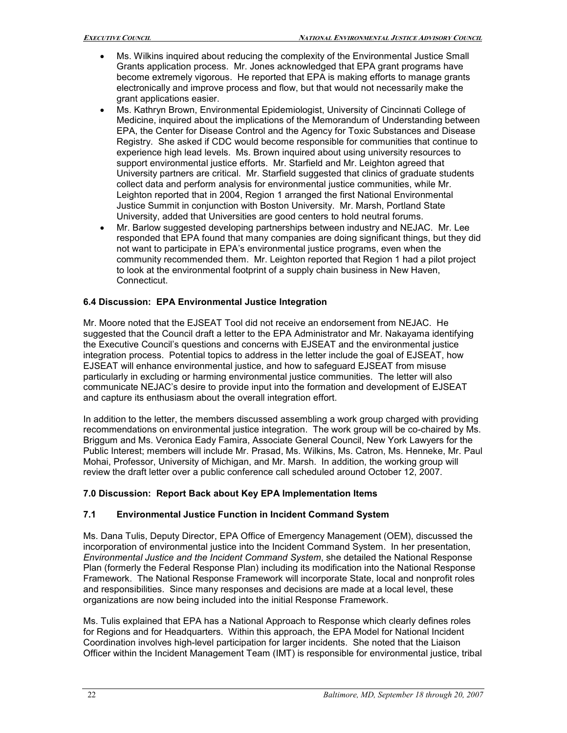- Ms. Wilkins inquired about reducing the complexity of the Environmental Justice Small Grants application process. Mr. Jones acknowledged that EPA grant programs have become extremely vigorous. He reported that EPA is making efforts to manage grants electronically and improve process and flow, but that would not necessarily make the grant applications easier.
- Ms. Kathryn Brown, Environmental Epidemiologist, University of Cincinnati College of Medicine, inquired about the implications of the Memorandum of Understanding between EPA, the Center for Disease Control and the Agency for Toxic Substances and Disease Registry. She asked if CDC would become responsible for communities that continue to experience high lead levels. Ms. Brown inquired about using university resources to support environmental justice efforts. Mr. Starfield and Mr. Leighton agreed that University partners are critical. Mr. Starfield suggested that clinics of graduate students collect data and perform analysis for environmental justice communities, while Mr. Leighton reported that in 2004, Region 1 arranged the first National Environmental Justice Summit in conjunction with Boston University. Mr. Marsh, Portland State University, added that Universities are good centers to hold neutral forums.
- Mr. Barlow suggested developing partnerships between industry and NEJAC. Mr. Lee responded that EPA found that many companies are doing significant things, but they did not want to participate in EPA's environmental justice programs, even when the community recommended them. Mr. Leighton reported that Region 1 had a pilot project to look at the environmental footprint of a supply chain business in New Haven, Connecticut.

### 6.4 Discussion: EPA Environmental Justice Integration

Mr. Moore noted that the EJSEAT Tool did not receive an endorsement from NEJAC. He suggested that the Council draft a letter to the EPA Administrator and Mr. Nakayama identifying the Executive Council's questions and concerns with EJSEAT and the environmental justice integration process. Potential topics to address in the letter include the goal of EJSEAT, how EJSEAT will enhance environmental justice, and how to safeguard EJSEAT from misuse particularly in excluding or harming environmental justice communities. The letter will also communicate NEJAC's desire to provide input into the formation and development of EJSEAT and capture its enthusiasm about the overall integration effort.

In addition to the letter, the members discussed assembling a work group charged with providing recommendations on environmental justice integration. The work group will be co-chaired by Ms. Briggum and Ms. Veronica Eady Famira, Associate General Council, New York Lawyers for the Public Interest; members will include Mr. Prasad, Ms. Wilkins, Ms. Catron, Ms. Henneke, Mr. Paul Mohai, Professor, University of Michigan, and Mr. Marsh. In addition, the working group will review the draft letter over a public conference call scheduled around October 12, 2007.

## 7.0 Discussion: Report Back about Key EPA Implementation Items

### 7.1 Environmental Justice Function in Incident Command System

Ms. Dana Tulis, Deputy Director, EPA Office of Emergency Management (OEM), discussed the incorporation of environmental justice into the Incident Command System. In her presentation, *Environmental Justice and the Incident Command System*, she detailed the National Response Plan (formerly the Federal Response Plan) including its modification into the National Response Framework. The National Response Framework will incorporate State, local and nonprofit roles and responsibilities. Since many responses and decisions are made at a local level, these organizations are now being included into the initial Response Framework.

Ms. Tulis explained that EPA has a National Approach to Response which clearly defines roles for Regions and for Headquarters. Within this approach, the EPA Model for National Incident Coordination involves high-level participation for larger incidents. She noted that the Liaison Officer within the Incident Management Team (IMT) is responsible for environmental justice, tribal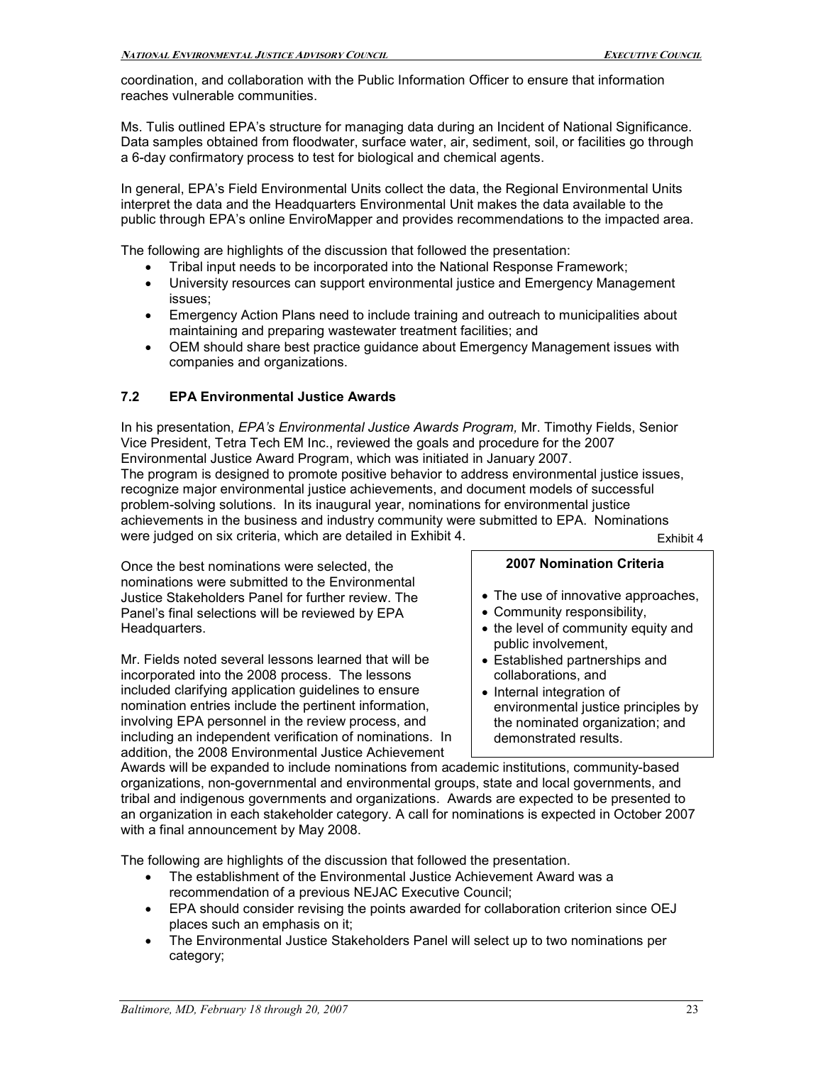coordination, and collaboration with the Public Information Officer to ensure that information reaches vulnerable communities.

Ms. Tulis outlined EPA's structure for managing data during an Incident of National Significance. Data samples obtained from floodwater, surface water, air, sediment, soil, or facilities go through a 6-day confirmatory process to test for biological and chemical agents.

In general, EPA's Field Environmental Units collect the data, the Regional Environmental Units interpret the data and the Headquarters Environmental Unit makes the data available to the public through EPA's online EnviroMapper and provides recommendations to the impacted area.

The following are highlights of the discussion that followed the presentation:

- Tribal input needs to be incorporated into the National Response Framework;
- University resources can support environmental justice and Emergency Management issues;
- Emergency Action Plans need to include training and outreach to municipalities about maintaining and preparing wastewater treatment facilities; and
- OEM should share best practice guidance about Emergency Management issues with companies and organizations.

### 7.2 EPA Environmental Justice Awards

In his presentation, *EPA's Environmental Justice Awards Program,* Mr. Timothy Fields, Senior Vice President, Tetra Tech EM Inc., reviewed the goals and procedure for the 2007 Environmental Justice Award Program, which was initiated in January 2007.
The program is designed to promote positive behavior to address environmental justice issues, recognize major environmental justice achievements, and document models of successful problem-solving solutions. In its inaugural year, nominations for environmental justice achievements in the business and industry community were submitted to EPA. Nominations were judged on six criteria, which are detailed in Exhibit 4.

Exhibit 4

**2007 Nomination Criteria**

- The use of innovative approaches,
- Community responsibility,
- the level of community equity and public involvement,
- Established partnerships and collaborations, and
- Internal integration of environmental justice principles by the nominated organization; and demonstrated results.

Once the best nominations were selected, the nominations were submitted to the Environmental Justice Stakeholders Panel for further review. The Panel's final selections will be reviewed by EPA Headquarters.

Mr. Fields noted several lessons learned that will be incorporated into the 2008 process. The lessons included clarifying application guidelines to ensure nomination entries include the pertinent information, involving EPA personnel in the review process, and including an independent verification of nominations. In addition, the 2008 Environmental Justice Achievement Awards will be expanded to include nominations from academic institutions, community-based organizations, non-governmental and environmental groups, state and local governments, and tribal and indigenous governments and organizations. Awards are expected to be presented to an organization in each stakeholder category. A call for nominations is expected in October 2007 with a final announcement by May 2008.

The following are highlights of the discussion that followed the presentation.

- The establishment of the Environmental Justice Achievement Award was a recommendation of a previous NEJAC Executive Council;
- EPA should consider revising the points awarded for collaboration criterion since OEJ places such an emphasis on it;
- The Environmental Justice Stakeholders Panel will select up to two nominations per category;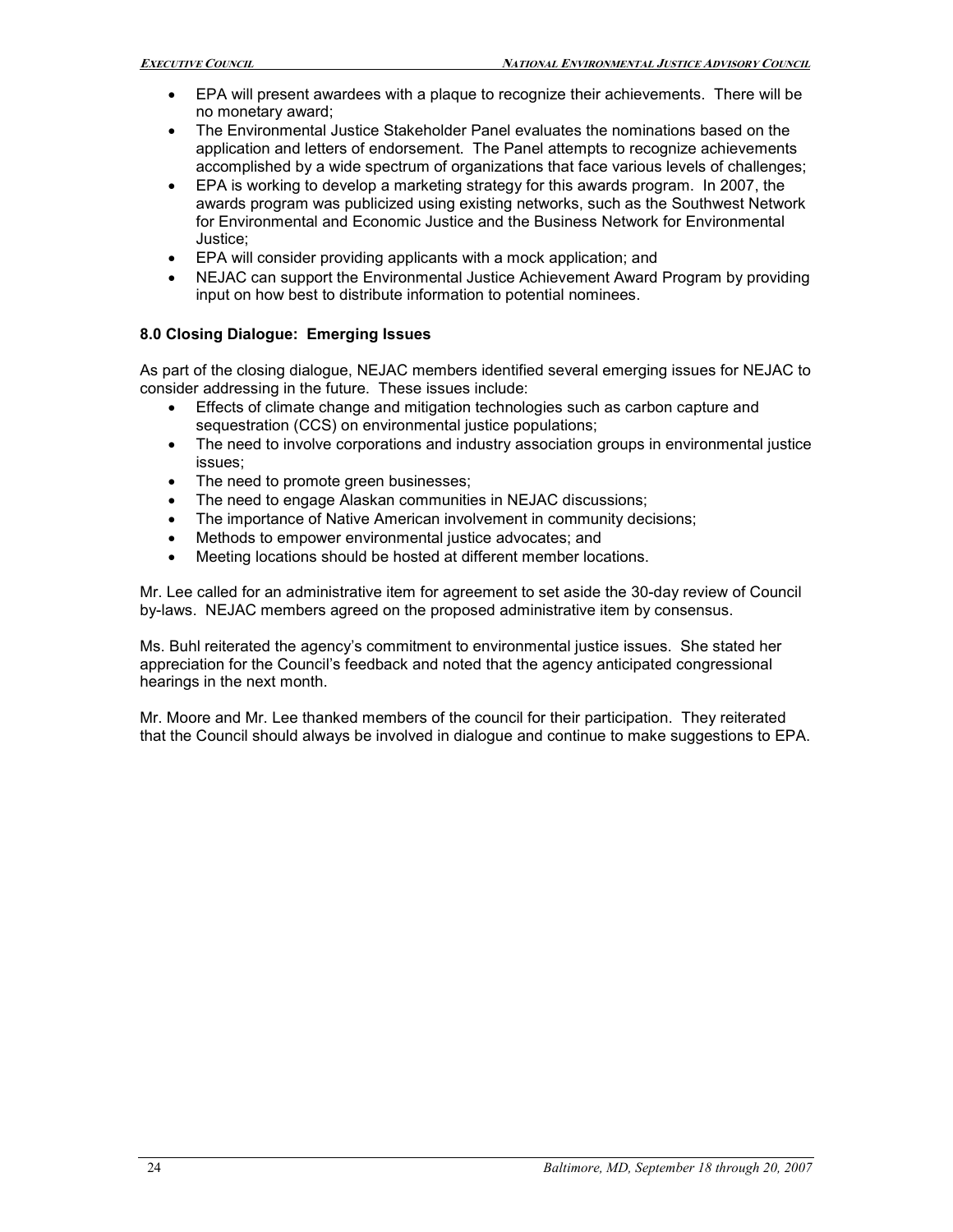- EPA will present awardees with a plaque to recognize their achievements. There will be no monetary award;
- The Environmental Justice Stakeholder Panel evaluates the nominations based on the application and letters of endorsement. The Panel attempts to recognize achievements accomplished by a wide spectrum of organizations that face various levels of challenges;
- EPA is working to develop a marketing strategy for this awards program. In 2007, the awards program was publicized using existing networks, such as the Southwest Network for Environmental and Economic Justice and the Business Network for Environmental Justice;
- EPA will consider providing applicants with a mock application; and
- NEJAC can support the Environmental Justice Achievement Award Program by providing input on how best to distribute information to potential nominees.

### 8.0 Closing Dialogue: Emerging Issues

As part of the closing dialogue, NEJAC members identified several emerging issues for NEJAC to consider addressing in the future. These issues include:

- Effects of climate change and mitigation technologies such as carbon capture and sequestration (CCS) on environmental justice populations;
- The need to involve corporations and industry association groups in environmental justice issues;
- The need to promote green businesses;
- The need to engage Alaskan communities in NEJAC discussions;
- The importance of Native American involvement in community decisions;
- Methods to empower environmental justice advocates; and
- Meeting locations should be hosted at different member locations.

Mr. Lee called for an administrative item for agreement to set aside the 30-day review of Council by-laws. NEJAC members agreed on the proposed administrative item by consensus.

Ms. Buhl reiterated the agency's commitment to environmental justice issues. She stated her appreciation for the Council's feedback and noted that the agency anticipated congressional hearings in the next month.

Mr. Moore and Mr. Lee thanked members of the council for their participation. They reiterated that the Council should always be involved in dialogue and continue to make suggestions to EPA.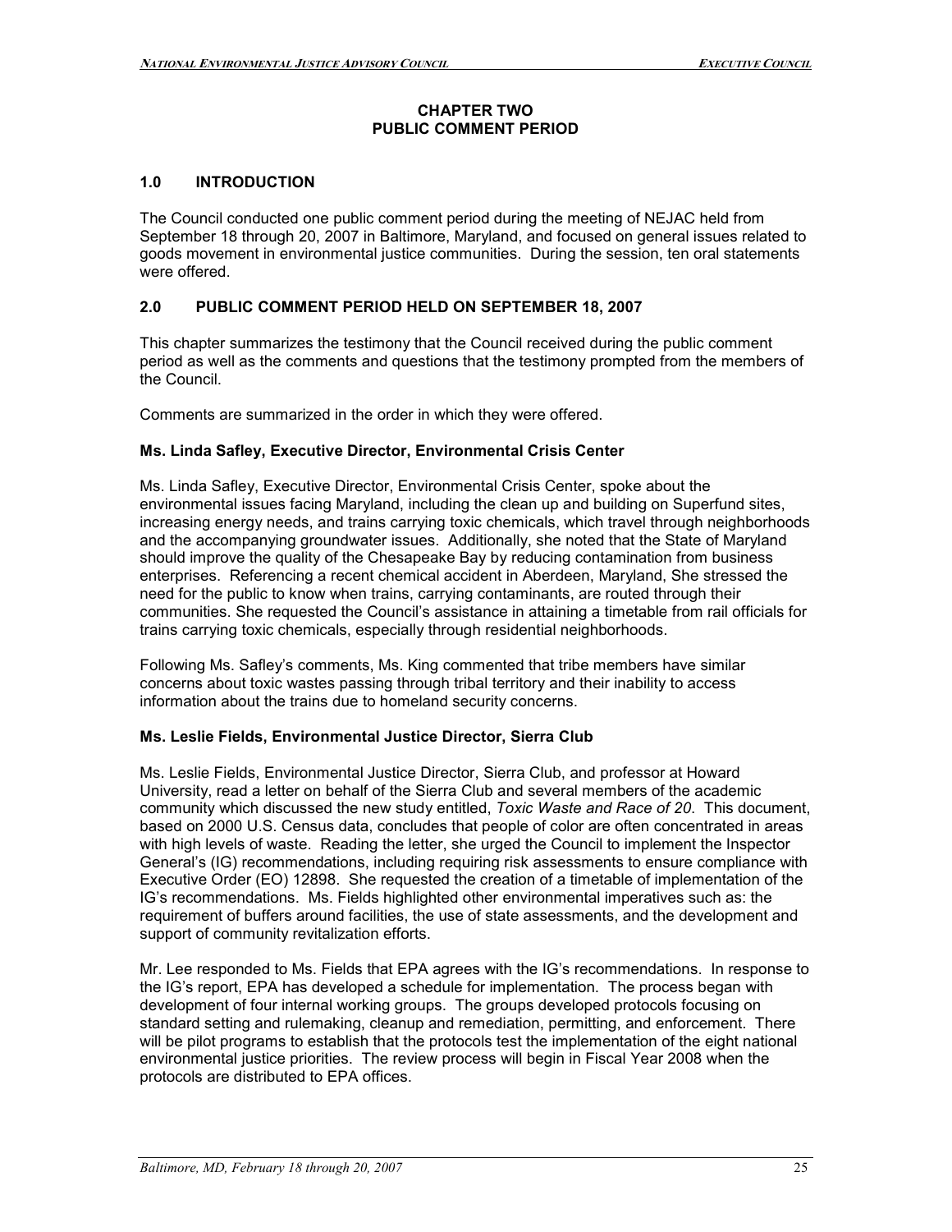# CHAPTER TWO
# PUBLIC COMMENT PERIOD

## 1.0 INTRODUCTION

The Council conducted one public comment period during the meeting of NEJAC held from September 18 through 20, 2007 in Baltimore, Maryland, and focused on general issues related to goods movement in environmental justice communities. During the session, ten oral statements were offered.

## 2.0 PUBLIC COMMENT PERIOD HELD ON SEPTEMBER 18, 2007

This chapter summarizes the testimony that the Council received during the public comment period as well as the comments and questions that the testimony prompted from the members of the Council.

Comments are summarized in the order in which they were offered.

### Ms. Linda Safley, Executive Director, Environmental Crisis Center

Ms. Linda Safley, Executive Director, Environmental Crisis Center, spoke about the environmental issues facing Maryland, including the clean up and building on Superfund sites, increasing energy needs, and trains carrying toxic chemicals, which travel through neighborhoods and the accompanying groundwater issues. Additionally, she noted that the State of Maryland should improve the quality of the Chesapeake Bay by reducing contamination from business enterprises. Referencing a recent chemical accident in Aberdeen, Maryland, She stressed the need for the public to know when trains, carrying contaminants, are routed through their communities. She requested the Council's assistance in attaining a timetable from rail officials for trains carrying toxic chemicals, especially through residential neighborhoods.

Following Ms. Safley's comments, Ms. King commented that tribe members have similar concerns about toxic wastes passing through tribal territory and their inability to access information about the trains due to homeland security concerns.

### Ms. Leslie Fields, Environmental Justice Director, Sierra Club

Ms. Leslie Fields, Environmental Justice Director, Sierra Club, and professor at Howard University, read a letter on behalf of the Sierra Club and several members of the academic community which discussed the new study entitled, *Toxic Waste and Race of 20*. This document, based on 2000 U.S. Census data, concludes that people of color are often concentrated in areas with high levels of waste. Reading the letter, she urged the Council to implement the Inspector General's (IG) recommendations, including requiring risk assessments to ensure compliance with Executive Order (EO) 12898. She requested the creation of a timetable of implementation of the IG's recommendations. Ms. Fields highlighted other environmental imperatives such as: the requirement of buffers around facilities, the use of state assessments, and the development and support of community revitalization efforts.

Mr. Lee responded to Ms. Fields that EPA agrees with the IG's recommendations. In response to the IG's report, EPA has developed a schedule for implementation. The process began with development of four internal working groups. The groups developed protocols focusing on standard setting and rulemaking, cleanup and remediation, permitting, and enforcement. There will be pilot programs to establish that the protocols test the implementation of the eight national environmental justice priorities. The review process will begin in Fiscal Year 2008 when the protocols are distributed to EPA offices.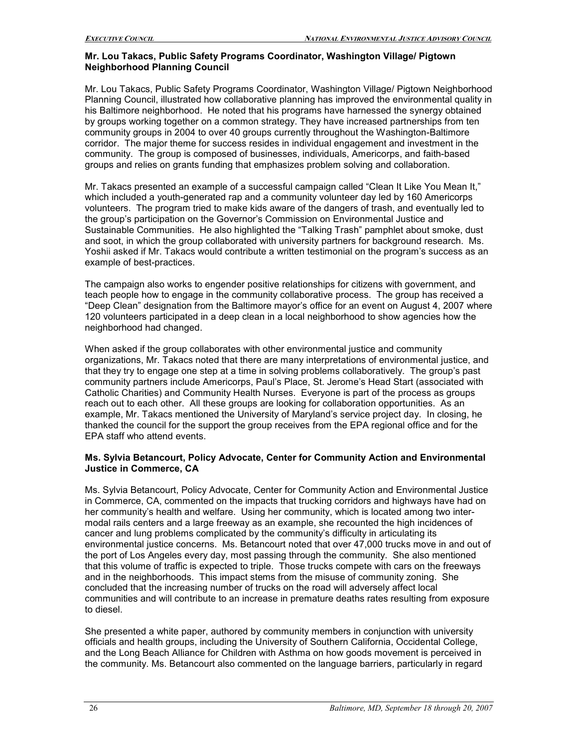**Mr. Lou Takacs, Public Safety Programs Coordinator, Washington Village/ Pigtown Neighborhood Planning Council**

Mr. Lou Takacs, Public Safety Programs Coordinator, Washington Village/ Pigtown Neighborhood Planning Council, illustrated how collaborative planning has improved the environmental quality in his Baltimore neighborhood. He noted that his programs have harnessed the synergy obtained by groups working together on a common strategy. They have increased partnerships from ten community groups in 2004 to over 40 groups currently throughout the Washington-Baltimore corridor. The major theme for success resides in individual engagement and investment in the community. The group is composed of businesses, individuals, Americorps, and faith-based groups and relies on grants funding that emphasizes problem solving and collaboration.

Mr. Takacs presented an example of a successful campaign called "Clean It Like You Mean It," which included a youth-generated rap and a community volunteer day led by 160 Americorps volunteers. The program tried to make kids aware of the dangers of trash, and eventually led to the group's participation on the Governor's Commission on Environmental Justice and Sustainable Communities. He also highlighted the "Talking Trash" pamphlet about smoke, dust and soot, in which the group collaborated with university partners for background research. Ms. Yoshii asked if Mr. Takacs would contribute a written testimonial on the program's success as an example of best-practices.

The campaign also works to engender positive relationships for citizens with government, and teach people how to engage in the community collaborative process. The group has received a "Deep Clean" designation from the Baltimore mayor's office for an event on August 4, 2007 where 120 volunteers participated in a deep clean in a local neighborhood to show agencies how the neighborhood had changed.

When asked if the group collaborates with other environmental justice and community organizations, Mr. Takacs noted that there are many interpretations of environmental justice, and that they try to engage one step at a time in solving problems collaboratively. The group's past community partners include Americorps, Paul's Place, St. Jerome's Head Start (associated with Catholic Charities) and Community Health Nurses. Everyone is part of the process as groups reach out to each other. All these groups are looking for collaboration opportunities. As an example, Mr. Takacs mentioned the University of Maryland's service project day. In closing, he thanked the council for the support the group receives from the EPA regional office and for the EPA staff who attend events.

**Ms. Sylvia Betancourt, Policy Advocate, Center for Community Action and Environmental Justice in Commerce, CA**

Ms. Sylvia Betancourt, Policy Advocate, Center for Community Action and Environmental Justice in Commerce, CA, commented on the impacts that trucking corridors and highways have had on her community's health and welfare. Using her community, which is located among two inter-modal rails centers and a large freeway as an example, she recounted the high incidences of cancer and lung problems complicated by the community's difficulty in articulating its environmental justice concerns. Ms. Betancourt noted that over 47,000 trucks move in and out of the port of Los Angeles every day, most passing through the community. She also mentioned that this volume of traffic is expected to triple. Those trucks compete with cars on the freeways and in the neighborhoods. This impact stems from the misuse of community zoning. She concluded that the increasing number of trucks on the road will adversely affect local communities and will contribute to an increase in premature deaths rates resulting from exposure to diesel.

She presented a white paper, authored by community members in conjunction with university officials and health groups, including the University of Southern California, Occidental College, and the Long Beach Alliance for Children with Asthma on how goods movement is perceived in the community. Ms. Betancourt also commented on the language barriers, particularly in regard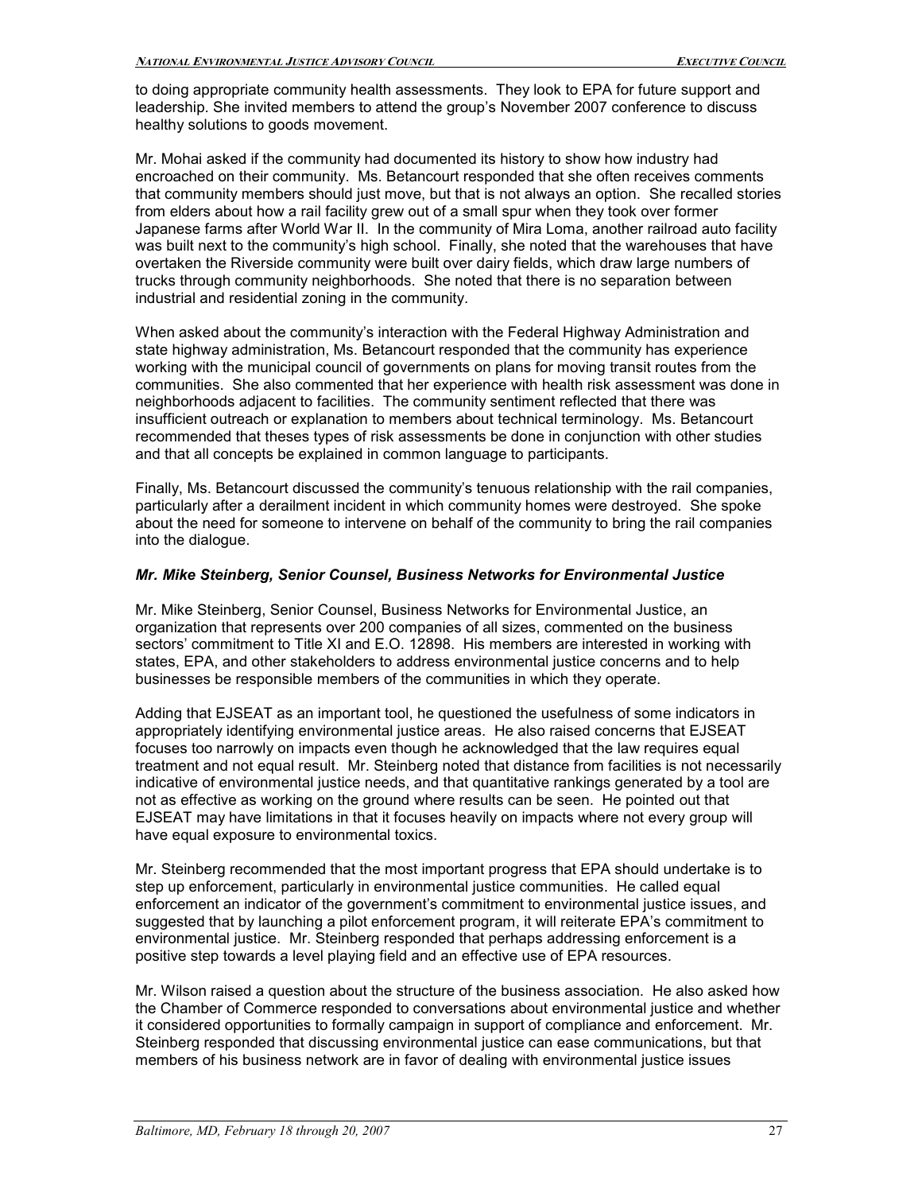to doing appropriate community health assessments. They look to EPA for future support and leadership. She invited members to attend the group's November 2007 conference to discuss healthy solutions to goods movement.

Mr. Mohai asked if the community had documented its history to show how industry had encroached on their community. Ms. Betancourt responded that she often receives comments that community members should just move, but that is not always an option. She recalled stories from elders about how a rail facility grew out of a small spur when they took over former Japanese farms after World War II. In the community of Mira Loma, another railroad auto facility was built next to the community's high school. Finally, she noted that the warehouses that have overtaken the Riverside community were built over dairy fields, which draw large numbers of trucks through community neighborhoods. She noted that there is no separation between industrial and residential zoning in the community.

When asked about the community's interaction with the Federal Highway Administration and state highway administration, Ms. Betancourt responded that the community has experience working with the municipal council of governments on plans for moving transit routes from the communities. She also commented that her experience with health risk assessment was done in neighborhoods adjacent to facilities. The community sentiment reflected that there was insufficient outreach or explanation to members about technical terminology. Ms. Betancourt recommended that theses types of risk assessments be done in conjunction with other studies and that all concepts be explained in common language to participants.

Finally, Ms. Betancourt discussed the community's tenuous relationship with the rail companies, particularly after a derailment incident in which community homes were destroyed. She spoke about the need for someone to intervene on behalf of the community to bring the rail companies into the dialogue.

***Mr. Mike Steinberg, Senior Counsel, Business Networks for Environmental Justice***

Mr. Mike Steinberg, Senior Counsel, Business Networks for Environmental Justice, an organization that represents over 200 companies of all sizes, commented on the business sectors' commitment to Title XI and E.O. 12898. His members are interested in working with states, EPA, and other stakeholders to address environmental justice concerns and to help businesses be responsible members of the communities in which they operate.

Adding that EJSEAT as an important tool, he questioned the usefulness of some indicators in appropriately identifying environmental justice areas. He also raised concerns that EJSEAT focuses too narrowly on impacts even though he acknowledged that the law requires equal treatment and not equal result. Mr. Steinberg noted that distance from facilities is not necessarily indicative of environmental justice needs, and that quantitative rankings generated by a tool are not as effective as working on the ground where results can be seen. He pointed out that EJSEAT may have limitations in that it focuses heavily on impacts where not every group will have equal exposure to environmental toxics.

Mr. Steinberg recommended that the most important progress that EPA should undertake is to step up enforcement, particularly in environmental justice communities. He called equal enforcement an indicator of the government's commitment to environmental justice issues, and suggested that by launching a pilot enforcement program, it will reiterate EPA's commitment to environmental justice. Mr. Steinberg responded that perhaps addressing enforcement is a positive step towards a level playing field and an effective use of EPA resources.

Mr. Wilson raised a question about the structure of the business association. He also asked how the Chamber of Commerce responded to conversations about environmental justice and whether it considered opportunities to formally campaign in support of compliance and enforcement. Mr. Steinberg responded that discussing environmental justice can ease communications, but that members of his business network are in favor of dealing with environmental justice issues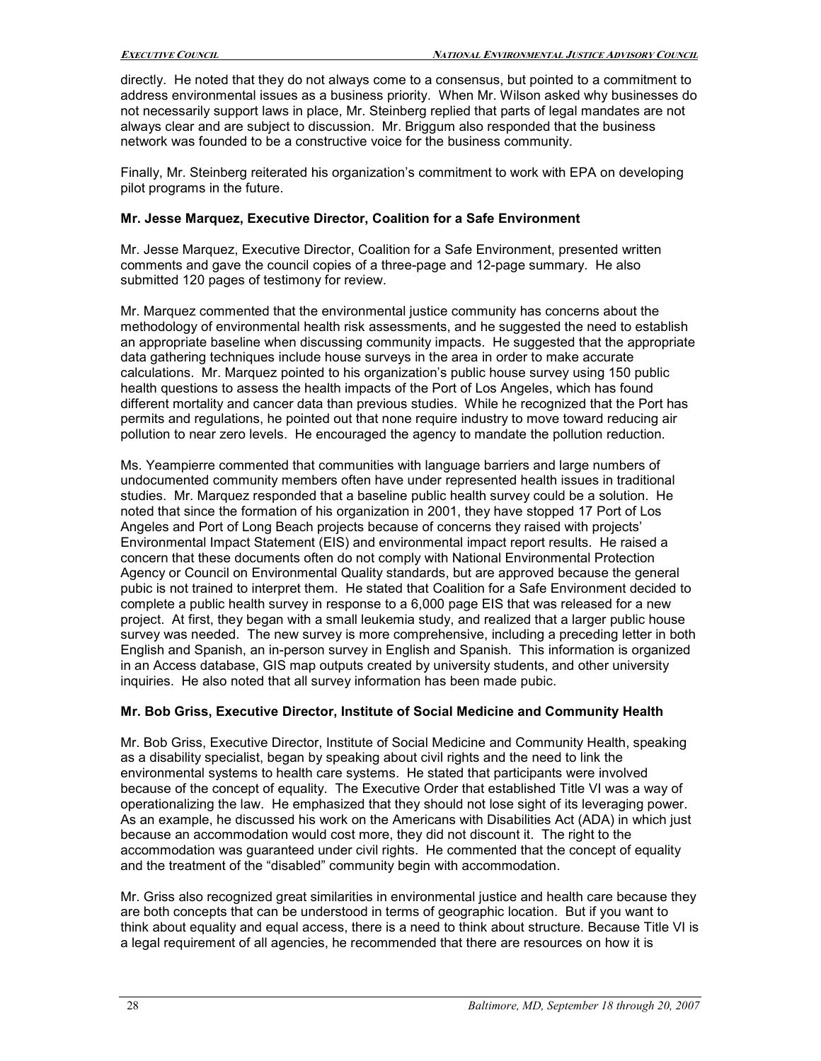directly. He noted that they do not always come to a consensus, but pointed to a commitment to address environmental issues as a business priority. When Mr. Wilson asked why businesses do not necessarily support laws in place, Mr. Steinberg replied that parts of legal mandates are not always clear and are subject to discussion. Mr. Briggum also responded that the business network was founded to be a constructive voice for the business community.

Finally, Mr. Steinberg reiterated his organization's commitment to work with EPA on developing pilot programs in the future.

**Mr. Jesse Marquez, Executive Director, Coalition for a Safe Environment**

Mr. Jesse Marquez, Executive Director, Coalition for a Safe Environment, presented written comments and gave the council copies of a three-page and 12-page summary. He also submitted 120 pages of testimony for review.

Mr. Marquez commented that the environmental justice community has concerns about the methodology of environmental health risk assessments, and he suggested the need to establish an appropriate baseline when discussing community impacts. He suggested that the appropriate data gathering techniques include house surveys in the area in order to make accurate calculations. Mr. Marquez pointed to his organization's public house survey using 150 public health questions to assess the health impacts of the Port of Los Angeles, which has found different mortality and cancer data than previous studies. While he recognized that the Port has permits and regulations, he pointed out that none require industry to move toward reducing air pollution to near zero levels. He encouraged the agency to mandate the pollution reduction.

Ms. Yeampierre commented that communities with language barriers and large numbers of undocumented community members often have under represented health issues in traditional studies. Mr. Marquez responded that a baseline public health survey could be a solution. He noted that since the formation of his organization in 2001, they have stopped 17 Port of Los Angeles and Port of Long Beach projects because of concerns they raised with projects' Environmental Impact Statement (EIS) and environmental impact report results. He raised a concern that these documents often do not comply with National Environmental Protection Agency or Council on Environmental Quality standards, but are approved because the general pubic is not trained to interpret them. He stated that Coalition for a Safe Environment decided to complete a public health survey in response to a 6,000 page EIS that was released for a new project. At first, they began with a small leukemia study, and realized that a larger public house survey was needed. The new survey is more comprehensive, including a preceding letter in both English and Spanish, an in-person survey in English and Spanish. This information is organized in an Access database, GIS map outputs created by university students, and other university inquiries. He also noted that all survey information has been made pubic.

**Mr. Bob Griss, Executive Director, Institute of Social Medicine and Community Health**

Mr. Bob Griss, Executive Director, Institute of Social Medicine and Community Health, speaking as a disability specialist, began by speaking about civil rights and the need to link the environmental systems to health care systems. He stated that participants were involved because of the concept of equality. The Executive Order that established Title VI was a way of operationalizing the law. He emphasized that they should not lose sight of its leveraging power. As an example, he discussed his work on the Americans with Disabilities Act (ADA) in which just because an accommodation would cost more, they did not discount it. The right to the accommodation was guaranteed under civil rights. He commented that the concept of equality and the treatment of the "disabled" community begin with accommodation.

Mr. Griss also recognized great similarities in environmental justice and health care because they are both concepts that can be understood in terms of geographic location. But if you want to think about equality and equal access, there is a need to think about structure. Because Title VI is a legal requirement of all agencies, he recommended that there are resources on how it is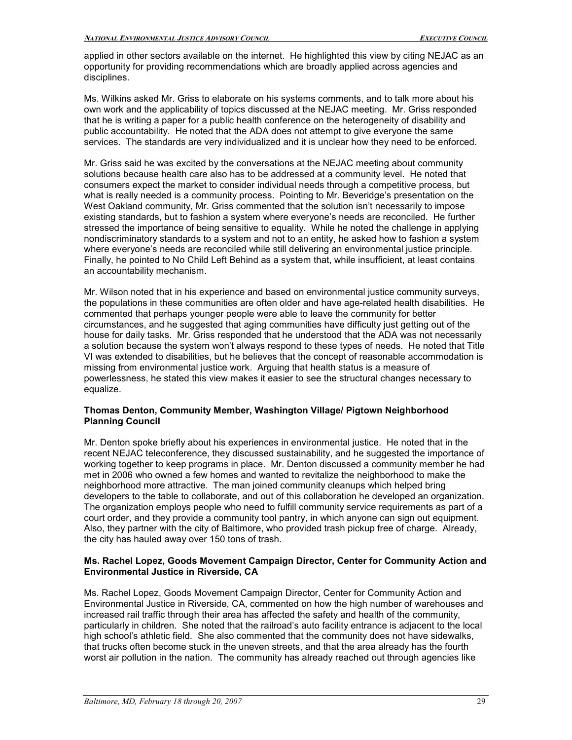applied in other sectors available on the internet. He highlighted this view by citing NEJAC as an opportunity for providing recommendations which are broadly applied across agencies and disciplines.

Ms. Wilkins asked Mr. Griss to elaborate on his systems comments, and to talk more about his own work and the applicability of topics discussed at the NEJAC meeting. Mr. Griss responded that he is writing a paper for a public health conference on the heterogeneity of disability and public accountability. He noted that the ADA does not attempt to give everyone the same services. The standards are very individualized and it is unclear how they need to be enforced.

Mr. Griss said he was excited by the conversations at the NEJAC meeting about community solutions because health care also has to be addressed at a community level. He noted that consumers expect the market to consider individual needs through a competitive process, but what is really needed is a community process. Pointing to Mr. Beveridge's presentation on the West Oakland community, Mr. Griss commented that the solution isn't necessarily to impose existing standards, but to fashion a system where everyone's needs are reconciled. He further stressed the importance of being sensitive to equality. While he noted the challenge in applying nondiscriminatory standards to a system and not to an entity, he asked how to fashion a system where everyone's needs are reconciled while still delivering an environmental justice principle. Finally, he pointed to No Child Left Behind as a system that, while insufficient, at least contains an accountability mechanism.

Mr. Wilson noted that in his experience and based on environmental justice community surveys, the populations in these communities are often older and have age-related health disabilities. He commented that perhaps younger people were able to leave the community for better circumstances, and he suggested that aging communities have difficulty just getting out of the house for daily tasks. Mr. Griss responded that he understood that the ADA was not necessarily a solution because the system won't always respond to these types of needs. He noted that Title VI was extended to disabilities, but he believes that the concept of reasonable accommodation is missing from environmental justice work. Arguing that health status is a measure of powerlessness, he stated this view makes it easier to see the structural changes necessary to equalize.

**Thomas Denton, Community Member, Washington Village/ Pigtown Neighborhood Planning Council**

Mr. Denton spoke briefly about his experiences in environmental justice. He noted that in the recent NEJAC teleconference, they discussed sustainability, and he suggested the importance of working together to keep programs in place. Mr. Denton discussed a community member he had met in 2006 who owned a few homes and wanted to revitalize the neighborhood to make the neighborhood more attractive. The man joined community cleanups which helped bring developers to the table to collaborate, and out of this collaboration he developed an organization. The organization employs people who need to fulfill community service requirements as part of a court order, and they provide a community tool pantry, in which anyone can sign out equipment. Also, they partner with the city of Baltimore, who provided trash pickup free of charge. Already, the city has hauled away over 150 tons of trash.

**Ms. Rachel Lopez, Goods Movement Campaign Director, Center for Community Action and Environmental Justice in Riverside, CA**

Ms. Rachel Lopez, Goods Movement Campaign Director, Center for Community Action and Environmental Justice in Riverside, CA, commented on how the high number of warehouses and increased rail traffic through their area has affected the safety and health of the community, particularly in children. She noted that the railroad's auto facility entrance is adjacent to the local high school's athletic field. She also commented that the community does not have sidewalks, that trucks often become stuck in the uneven streets, and that the area already has the fourth worst air pollution in the nation. The community has already reached out through agencies like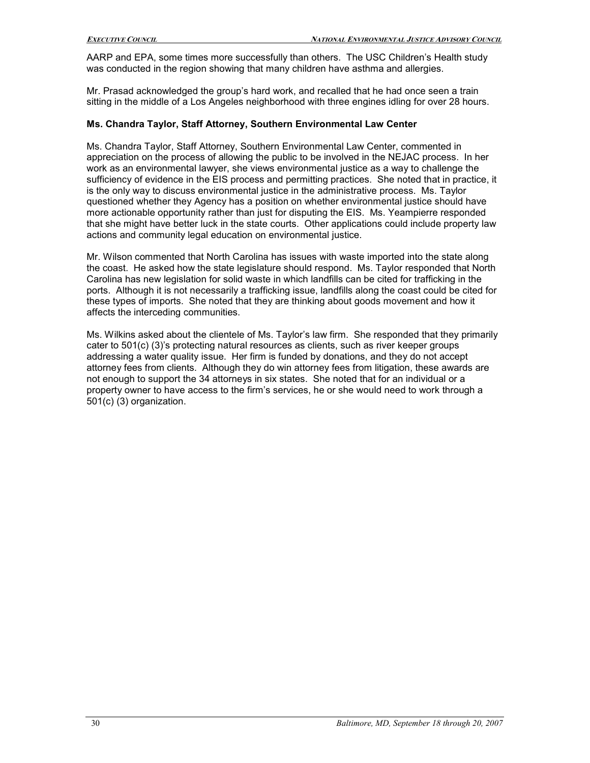AARP and EPA, some times more successfully than others. The USC Children's Health study was conducted in the region showing that many children have asthma and allergies.

Mr. Prasad acknowledged the group's hard work, and recalled that he had once seen a train sitting in the middle of a Los Angeles neighborhood with three engines idling for over 28 hours.

**Ms. Chandra Taylor, Staff Attorney, Southern Environmental Law Center**

Ms. Chandra Taylor, Staff Attorney, Southern Environmental Law Center, commented in appreciation on the process of allowing the public to be involved in the NEJAC process. In her work as an environmental lawyer, she views environmental justice as a way to challenge the sufficiency of evidence in the EIS process and permitting practices. She noted that in practice, it is the only way to discuss environmental justice in the administrative process. Ms. Taylor questioned whether they Agency has a position on whether environmental justice should have more actionable opportunity rather than just for disputing the EIS. Ms. Yeampierre responded that she might have better luck in the state courts. Other applications could include property law actions and community legal education on environmental justice.

Mr. Wilson commented that North Carolina has issues with waste imported into the state along the coast. He asked how the state legislature should respond. Ms. Taylor responded that North Carolina has new legislation for solid waste in which landfills can be cited for trafficking in the ports. Although it is not necessarily a trafficking issue, landfills along the coast could be cited for these types of imports. She noted that they are thinking about goods movement and how it affects the interceding communities.

Ms. Wilkins asked about the clientele of Ms. Taylor's law firm. She responded that they primarily cater to 501(c) (3)'s protecting natural resources as clients, such as river keeper groups addressing a water quality issue. Her firm is funded by donations, and they do not accept attorney fees from clients. Although they do win attorney fees from litigation, these awards are not enough to support the 34 attorneys in six states. She noted that for an individual or a property owner to have access to the firm's services, he or she would need to work through a 501(c) (3) organization.